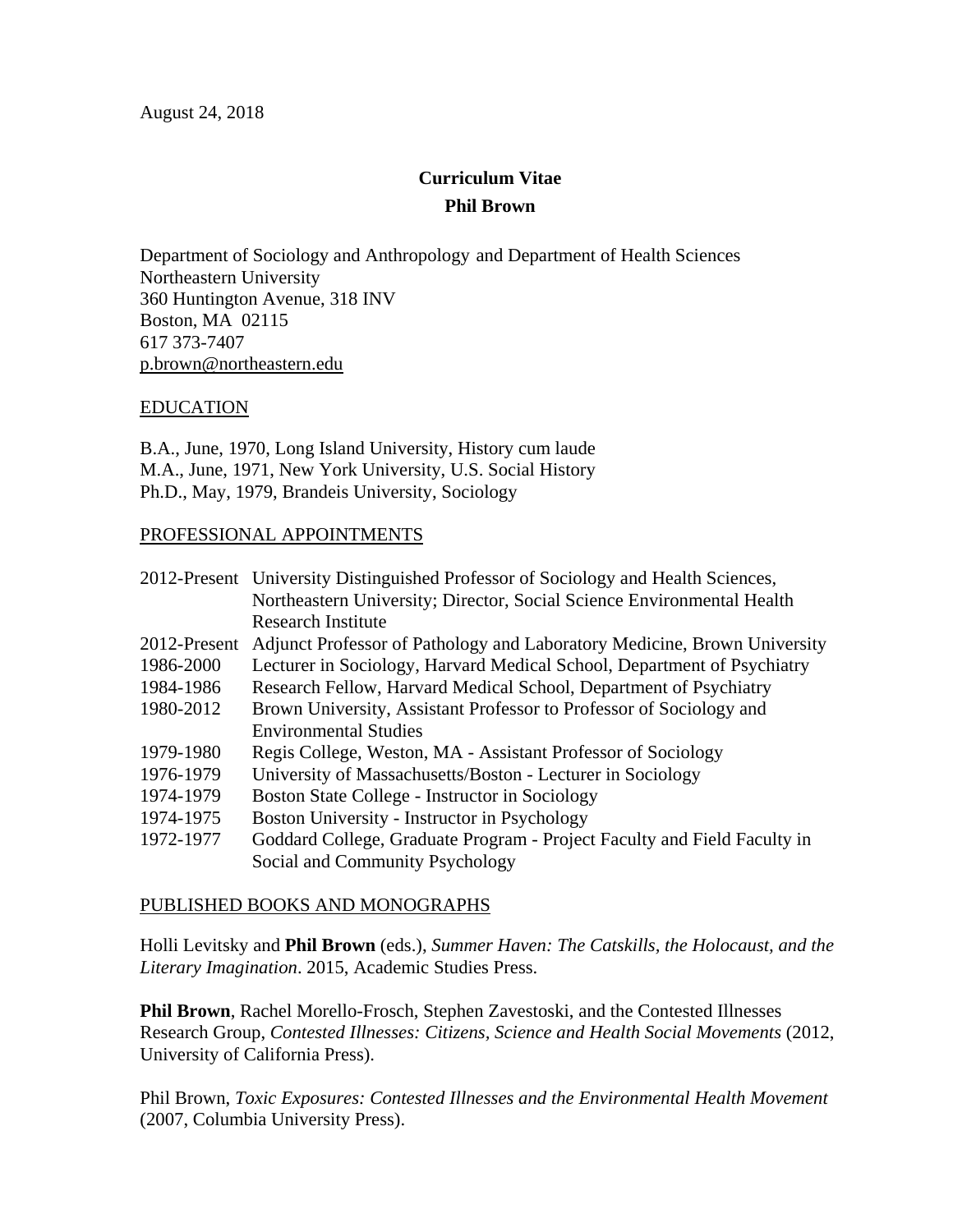August 24, 2018

# Curriculum Vitae

## Phil Brown

Department of Sociology and Anthropology and Department of Health Sciences
Northeastern University
360 Huntington Avenue, 318 INV
Boston, MA 02115
617 373-7407
p.brown@northeastern.edu

### EDUCATION

B.A., June, 1970, Long Island University, History cum laude
M.A., June, 1971, New York University, U.S. Social History
Ph.D., May, 1979, Brandeis University, Sociology

### PROFESSIONAL APPOINTMENTS

| | |
|---|---|
| 2012-Present | University Distinguished Professor of Sociology and Health Sciences, Northeastern University; Director, Social Science Environmental Health Research Institute |
| 2012-Present | Adjunct Professor of Pathology and Laboratory Medicine, Brown University |
| 1986-2000 | Lecturer in Sociology, Harvard Medical School, Department of Psychiatry |
| 1984-1986 | Research Fellow, Harvard Medical School, Department of Psychiatry |
| 1980-2012 | Brown University, Assistant Professor to Professor of Sociology and Environmental Studies |
| 1979-1980 | Regis College, Weston, MA - Assistant Professor of Sociology |
| 1976-1979 | University of Massachusetts/Boston - Lecturer in Sociology |
| 1974-1979 | Boston State College - Instructor in Sociology |
| 1974-1975 | Boston University - Instructor in Psychology |
| 1972-1977 | Goddard College, Graduate Program - Project Faculty and Field Faculty in Social and Community Psychology |

### PUBLISHED BOOKS AND MONOGRAPHS

Holli Levitsky and **Phil Brown** (eds.), *Summer Haven: The Catskills, the Holocaust, and the Literary Imagination*. 2015, Academic Studies Press.

**Phil Brown**, Rachel Morello-Frosch, Stephen Zavestoski, and the Contested Illnesses Research Group, *Contested Illnesses: Citizens, Science and Health Social Movements* (2012, University of California Press).

Phil Brown, *Toxic Exposures: Contested Illnesses and the Environmental Health Movement* (2007, Columbia University Press).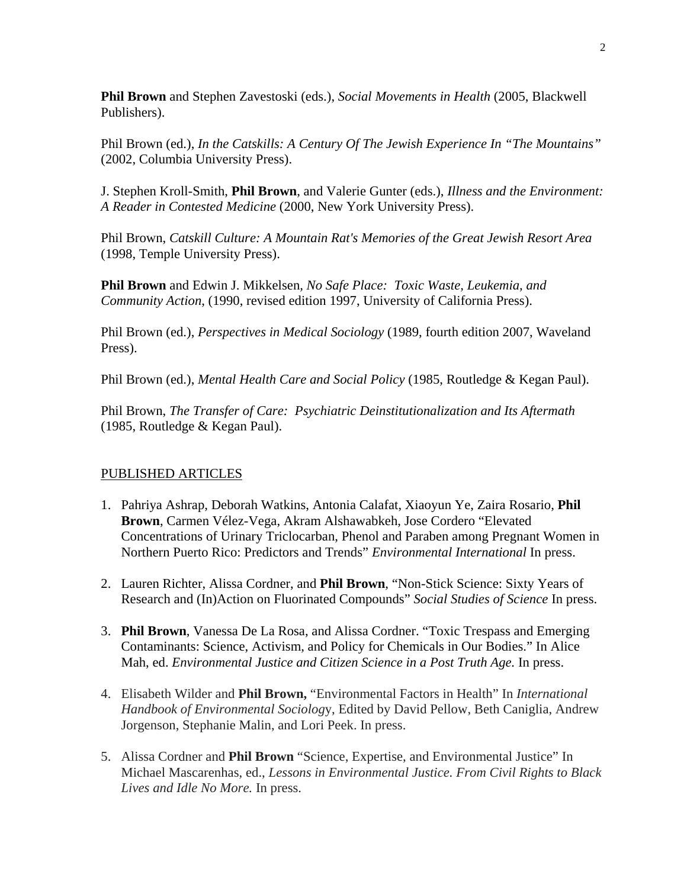**Phil Brown** and Stephen Zavestoski (eds.), *Social Movements in Health* (2005, Blackwell Publishers).

Phil Brown (ed.), *In the Catskills: A Century Of The Jewish Experience In "The Mountains"* (2002, Columbia University Press).

J. Stephen Kroll-Smith, **Phil Brown**, and Valerie Gunter (eds.), *Illness and the Environment: A Reader in Contested Medicine* (2000, New York University Press).

Phil Brown, *Catskill Culture: A Mountain Rat's Memories of the Great Jewish Resort Area* (1998, Temple University Press).

**Phil Brown** and Edwin J. Mikkelsen, *No Safe Place: Toxic Waste, Leukemia, and Community Action*, (1990, revised edition 1997, University of California Press).

Phil Brown (ed.), *Perspectives in Medical Sociology* (1989, fourth edition 2007, Waveland Press).

Phil Brown (ed.), *Mental Health Care and Social Policy* (1985, Routledge & Kegan Paul).

Phil Brown, *The Transfer of Care: Psychiatric Deinstitutionalization and Its Aftermath* (1985, Routledge & Kegan Paul).

PUBLISHED ARTICLES

1. Pahriya Ashrap, Deborah Watkins, Antonia Calafat, Xiaoyun Ye, Zaira Rosario, **Phil Brown**, Carmen Vélez-Vega, Akram Alshawabkeh, Jose Cordero "Elevated Concentrations of Urinary Triclocarban, Phenol and Paraben among Pregnant Women in Northern Puerto Rico: Predictors and Trends" *Environmental International* In press.

2. Lauren Richter, Alissa Cordner, and **Phil Brown**, "Non-Stick Science: Sixty Years of Research and (In)Action on Fluorinated Compounds" *Social Studies of Science* In press.

3. **Phil Brown**, Vanessa De La Rosa, and Alissa Cordner. "Toxic Trespass and Emerging Contaminants: Science, Activism, and Policy for Chemicals in Our Bodies." In Alice Mah, ed. *Environmental Justice and Citizen Science in a Post Truth Age.* In press.

4. Elisabeth Wilder and **Phil Brown,** "Environmental Factors in Health" In *International Handbook of Environmental Sociolog*y, Edited by David Pellow, Beth Caniglia, Andrew Jorgenson, Stephanie Malin, and Lori Peek. In press.

5. Alissa Cordner and **Phil Brown** "Science, Expertise, and Environmental Justice" In Michael Mascarenhas, ed., *Lessons in Environmental Justice. From Civil Rights to Black Lives and Idle No More.* In press.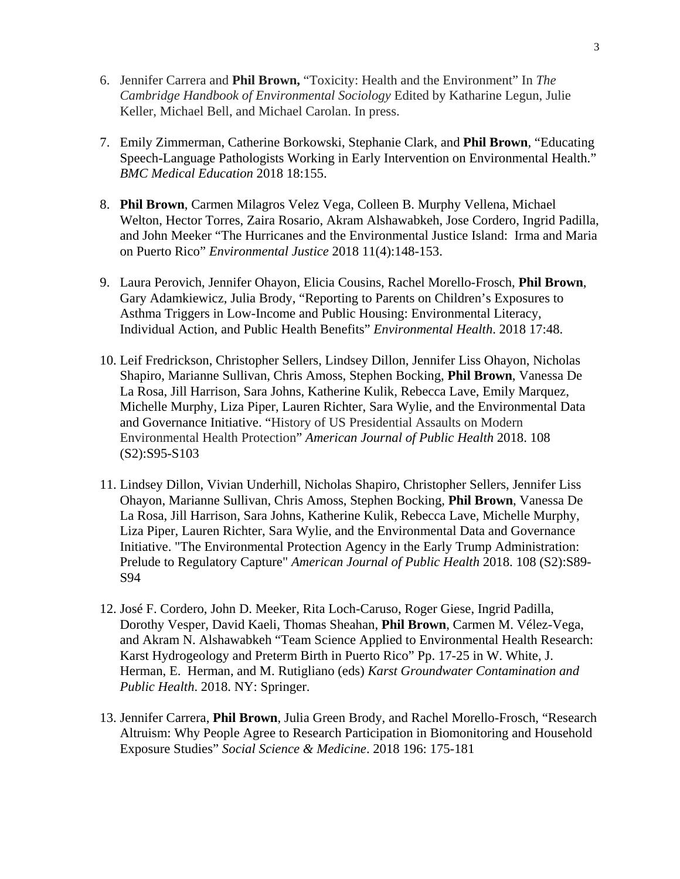6. Jennifer Carrera and **Phil Brown,** "Toxicity: Health and the Environment" In *The Cambridge Handbook of Environmental Sociology* Edited by Katharine Legun, Julie Keller, Michael Bell, and Michael Carolan. In press.

7. Emily Zimmerman, Catherine Borkowski, Stephanie Clark, and **Phil Brown**, "Educating Speech-Language Pathologists Working in Early Intervention on Environmental Health." *BMC Medical Education* 2018 18:155.

8. **Phil Brown**, Carmen Milagros Velez Vega, Colleen B. Murphy Vellena, Michael Welton, Hector Torres, Zaira Rosario, Akram Alshawabkeh, Jose Cordero, Ingrid Padilla, and John Meeker "The Hurricanes and the Environmental Justice Island: Irma and Maria on Puerto Rico" *Environmental Justice* 2018 11(4):148-153.

9. Laura Perovich, Jennifer Ohayon, Elicia Cousins, Rachel Morello-Frosch, **Phil Brown**, Gary Adamkiewicz, Julia Brody, "Reporting to Parents on Children's Exposures to Asthma Triggers in Low-Income and Public Housing: Environmental Literacy, Individual Action, and Public Health Benefits" *Environmental Health*. 2018 17:48.

10. Leif Fredrickson, Christopher Sellers, Lindsey Dillon, Jennifer Liss Ohayon, Nicholas Shapiro, Marianne Sullivan, Chris Amoss, Stephen Bocking, **Phil Brown**, Vanessa De La Rosa, Jill Harrison, Sara Johns, Katherine Kulik, Rebecca Lave, Emily Marquez, Michelle Murphy, Liza Piper, Lauren Richter, Sara Wylie, and the Environmental Data and Governance Initiative. "History of US Presidential Assaults on Modern Environmental Health Protection" *American Journal of Public Health* 2018. 108 (S2):S95-S103

11. Lindsey Dillon, Vivian Underhill, Nicholas Shapiro, Christopher Sellers, Jennifer Liss Ohayon, Marianne Sullivan, Chris Amoss, Stephen Bocking, **Phil Brown**, Vanessa De La Rosa, Jill Harrison, Sara Johns, Katherine Kulik, Rebecca Lave, Michelle Murphy, Liza Piper, Lauren Richter, Sara Wylie, and the Environmental Data and Governance Initiative. "The Environmental Protection Agency in the Early Trump Administration: Prelude to Regulatory Capture" *American Journal of Public Health* 2018. 108 (S2):S89-S94

12. José F. Cordero, John D. Meeker, Rita Loch-Caruso, Roger Giese, Ingrid Padilla, Dorothy Vesper, David Kaeli, Thomas Sheahan, **Phil Brown**, Carmen M. Vélez-Vega, and Akram N. Alshawabkeh "Team Science Applied to Environmental Health Research: Karst Hydrogeology and Preterm Birth in Puerto Rico" Pp. 17-25 in W. White, J. Herman, E. Herman, and M. Rutigliano (eds) *Karst Groundwater Contamination and Public Health*. 2018. NY: Springer.

13. Jennifer Carrera, **Phil Brown**, Julia Green Brody, and Rachel Morello-Frosch, "Research Altruism: Why People Agree to Research Participation in Biomonitoring and Household Exposure Studies" *Social Science & Medicine*. 2018 196: 175-181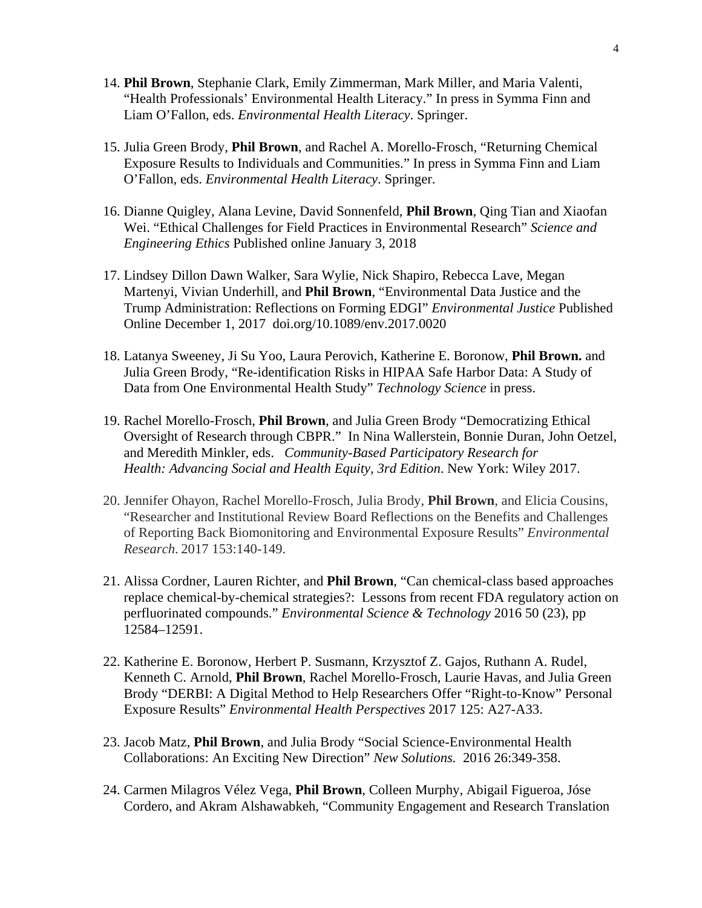14. **Phil Brown**, Stephanie Clark, Emily Zimmerman, Mark Miller, and Maria Valenti, "Health Professionals' Environmental Health Literacy." In press in Symma Finn and Liam O'Fallon, eds. *Environmental Health Literacy*. Springer.

15. Julia Green Brody, **Phil Brown**, and Rachel A. Morello-Frosch, "Returning Chemical Exposure Results to Individuals and Communities." In press in Symma Finn and Liam O'Fallon, eds. *Environmental Health Literacy*. Springer.

16. Dianne Quigley, Alana Levine, David Sonnenfeld, **Phil Brown**, Qing Tian and Xiaofan Wei. "Ethical Challenges for Field Practices in Environmental Research" *Science and Engineering Ethics* Published online January 3, 2018

17. Lindsey Dillon Dawn Walker, Sara Wylie, Nick Shapiro, Rebecca Lave, Megan Martenyi, Vivian Underhill, and **Phil Brown**, "Environmental Data Justice and the Trump Administration: Reflections on Forming EDGI" *Environmental Justice* Published Online December 1, 2017 doi.org/10.1089/env.2017.0020

18. Latanya Sweeney, Ji Su Yoo, Laura Perovich, Katherine E. Boronow, **Phil Brown.** and Julia Green Brody, "Re-identification Risks in HIPAA Safe Harbor Data: A Study of Data from One Environmental Health Study" *Technology Science* in press.

19. Rachel Morello-Frosch, **Phil Brown**, and Julia Green Brody "Democratizing Ethical Oversight of Research through CBPR." In Nina Wallerstein, Bonnie Duran, John Oetzel, and Meredith Minkler, eds. *Community-Based Participatory Research for Health: Advancing Social and Health Equity, 3rd Edition*. New York: Wiley 2017.

20. Jennifer Ohayon, Rachel Morello-Frosch, Julia Brody, **Phil Brown**, and Elicia Cousins, "Researcher and Institutional Review Board Reflections on the Benefits and Challenges of Reporting Back Biomonitoring and Environmental Exposure Results" *Environmental Research*. 2017 153:140-149.

21. Alissa Cordner, Lauren Richter, and **Phil Brown**, "Can chemical-class based approaches replace chemical-by-chemical strategies?: Lessons from recent FDA regulatory action on perfluorinated compounds." *Environmental Science & Technology* 2016 50 (23), pp 12584–12591.

22. Katherine E. Boronow, Herbert P. Susmann, Krzysztof Z. Gajos, Ruthann A. Rudel, Kenneth C. Arnold, **Phil Brown**, Rachel Morello-Frosch, Laurie Havas, and Julia Green Brody "DERBI: A Digital Method to Help Researchers Offer "Right-to-Know" Personal Exposure Results" *Environmental Health Perspectives* 2017 125: A27-A33.

23. Jacob Matz, **Phil Brown**, and Julia Brody "Social Science-Environmental Health Collaborations: An Exciting New Direction" *New Solutions.* 2016 26:349-358.

24. Carmen Milagros Vélez Vega, **Phil Brown**, Colleen Murphy, Abigail Figueroa, Jóse Cordero, and Akram Alshawabkeh, "Community Engagement and Research Translation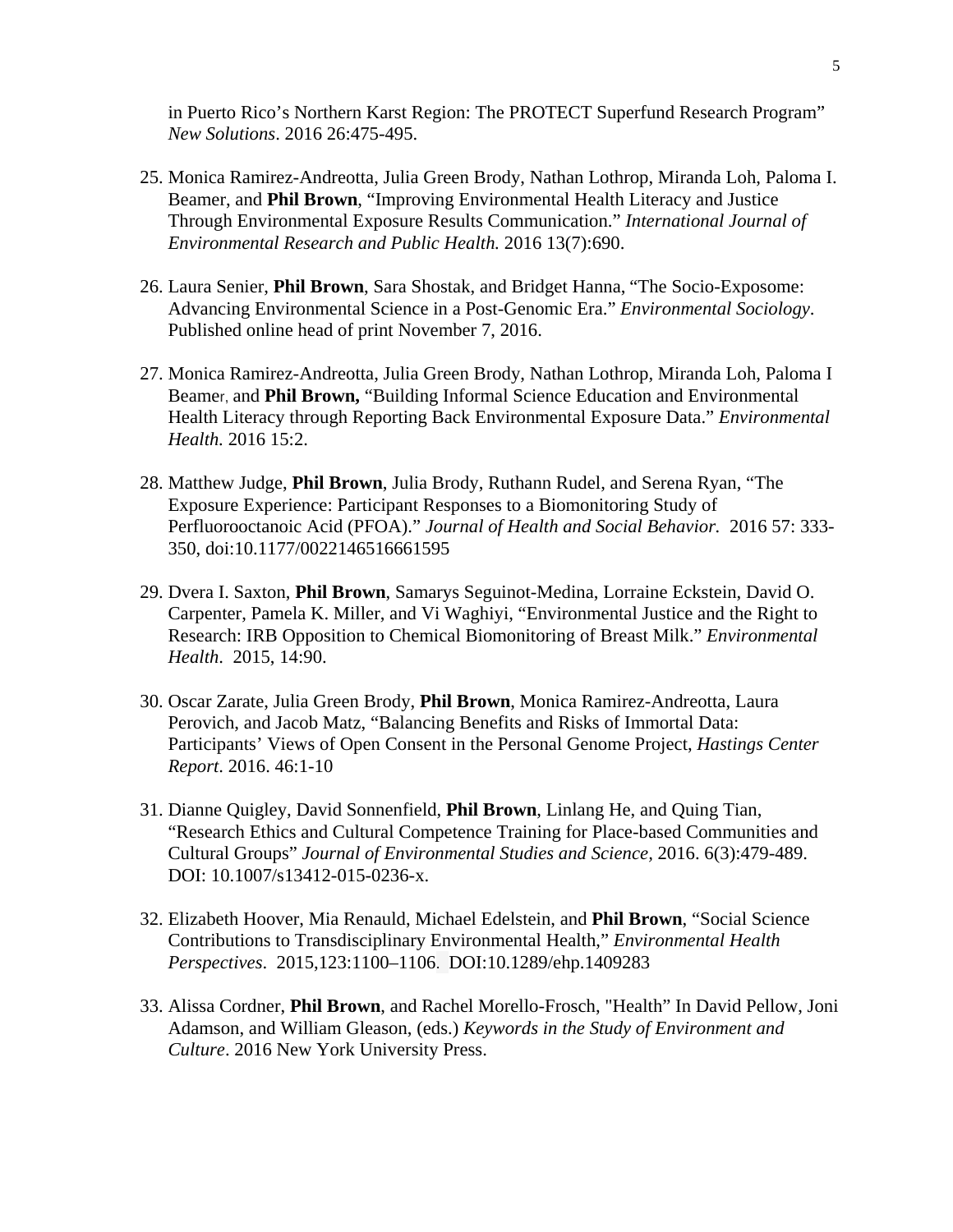in Puerto Rico's Northern Karst Region: The PROTECT Superfund Research Program" *New Solutions*. 2016 26:475-495.

25. Monica Ramirez-Andreotta, Julia Green Brody, Nathan Lothrop, Miranda Loh, Paloma I. Beamer, and **Phil Brown**, "Improving Environmental Health Literacy and Justice Through Environmental Exposure Results Communication." *International Journal of Environmental Research and Public Health.* 2016 13(7):690.

26. Laura Senier, **Phil Brown**, Sara Shostak, and Bridget Hanna, "The Socio-Exposome: Advancing Environmental Science in a Post-Genomic Era." *Environmental Sociology*. Published online head of print November 7, 2016.

27. Monica Ramirez-Andreotta, Julia Green Brody, Nathan Lothrop, Miranda Loh, Paloma I Beamer, and **Phil Brown,** "Building Informal Science Education and Environmental Health Literacy through Reporting Back Environmental Exposure Data." *Environmental Health.* 2016 15:2.

28. Matthew Judge, **Phil Brown**, Julia Brody, Ruthann Rudel, and Serena Ryan, "The Exposure Experience: Participant Responses to a Biomonitoring Study of Perfluorooctanoic Acid (PFOA)." *Journal of Health and Social Behavior.* 2016 57: 333-350, doi:10.1177/0022146516661595

29. Dvera I. Saxton, **Phil Brown**, Samarys Seguinot-Medina, Lorraine Eckstein, David O. Carpenter, Pamela K. Miller, and Vi Waghiyi, "Environmental Justice and the Right to Research: IRB Opposition to Chemical Biomonitoring of Breast Milk." *Environmental Health*. 2015, 14:90.

30. Oscar Zarate, Julia Green Brody, **Phil Brown**, Monica Ramirez-Andreotta, Laura Perovich, and Jacob Matz, "Balancing Benefits and Risks of Immortal Data: Participants' Views of Open Consent in the Personal Genome Project, *Hastings Center Report*. 2016. 46:1-10

31. Dianne Quigley, David Sonnenfield, **Phil Brown**, Linlang He, and Quing Tian, "Research Ethics and Cultural Competence Training for Place-based Communities and Cultural Groups" *Journal of Environmental Studies and Science*, 2016. 6(3):479-489. DOI: 10.1007/s13412-015-0236-x.

32. Elizabeth Hoover, Mia Renauld, Michael Edelstein, and **Phil Brown**, "Social Science Contributions to Transdisciplinary Environmental Health," *Environmental Health Perspectives*. 2015,123:1100–1106. DOI:10.1289/ehp.1409283

33. Alissa Cordner, **Phil Brown**, and Rachel Morello-Frosch, "Health" In David Pellow, Joni Adamson, and William Gleason, (eds.) *Keywords in the Study of Environment and Culture*. 2016 New York University Press.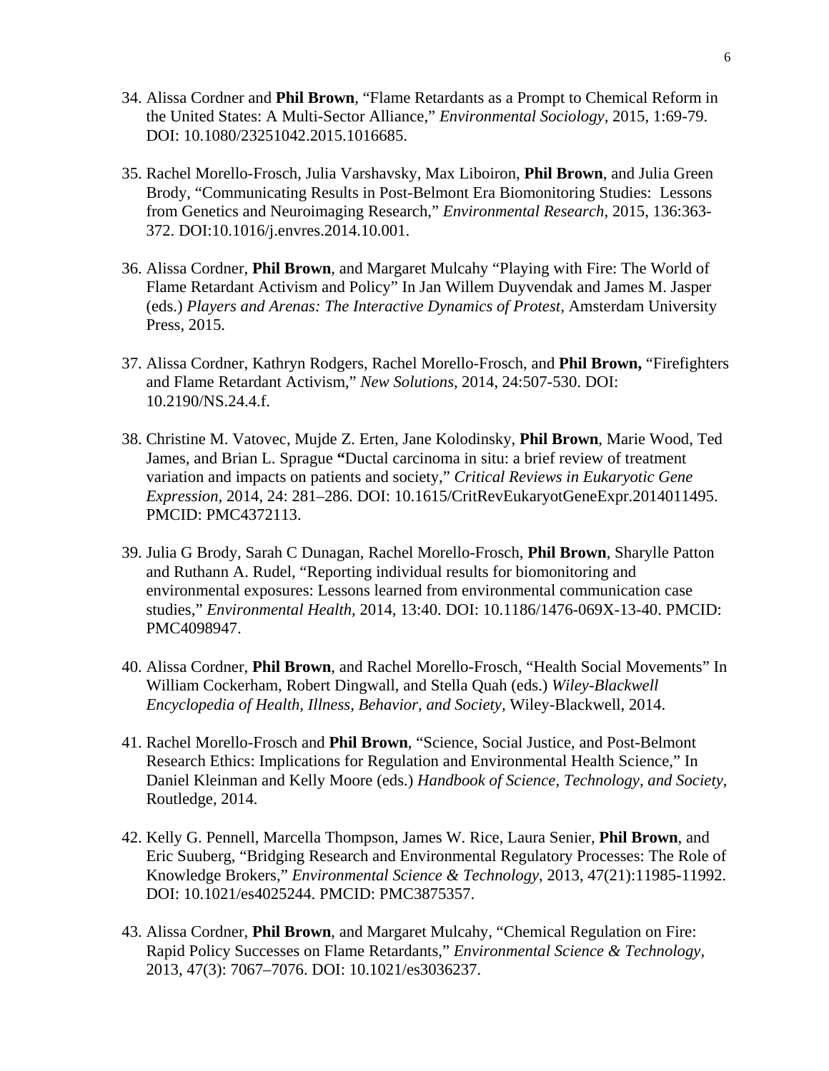34. Alissa Cordner and **Phil Brown**, "Flame Retardants as a Prompt to Chemical Reform in the United States: A Multi-Sector Alliance," *Environmental Sociology,* 2015, 1:69-79. DOI: 10.1080/23251042.2015.1016685.

35. Rachel Morello-Frosch, Julia Varshavsky, Max Liboiron, **Phil Brown**, and Julia Green Brody, "Communicating Results in Post-Belmont Era Biomonitoring Studies: Lessons from Genetics and Neuroimaging Research," *Environmental Research,* 2015, 136:363-372. DOI:10.1016/j.envres.2014.10.001.

36. Alissa Cordner, **Phil Brown**, and Margaret Mulcahy "Playing with Fire: The World of Flame Retardant Activism and Policy" In Jan Willem Duyvendak and James M. Jasper (eds.) *Players and Arenas: The Interactive Dynamics of Protest*, Amsterdam University Press, 2015.

37. Alissa Cordner, Kathryn Rodgers, Rachel Morello-Frosch, and **Phil Brown,** "Firefighters and Flame Retardant Activism," *New Solutions*, 2014, 24:507-530. DOI: 10.2190/NS.24.4.f.

38. Christine M. Vatovec, Mujde Z. Erten, Jane Kolodinsky, **Phil Brown**, Marie Wood, Ted James, and Brian L. Sprague **"**Ductal carcinoma in situ: a brief review of treatment variation and impacts on patients and society," *Critical Reviews in Eukaryotic Gene Expression,* 2014, 24: 281–286. DOI: 10.1615/CritRevEukaryotGeneExpr.2014011495. PMCID: PMC4372113.

39. Julia G Brody, Sarah C Dunagan, Rachel Morello-Frosch, **Phil Brown**, Sharylle Patton and Ruthann A. Rudel, "Reporting individual results for biomonitoring and environmental exposures: Lessons learned from environmental communication case studies," *Environmental Health,* 2014, 13:40. DOI: 10.1186/1476-069X-13-40. PMCID: PMC4098947.

40. Alissa Cordner, **Phil Brown**, and Rachel Morello-Frosch, "Health Social Movements" In William Cockerham, Robert Dingwall, and Stella Quah (eds.) *Wiley-Blackwell Encyclopedia of Health, Illness, Behavior, and Society*, Wiley-Blackwell, 2014.

41. Rachel Morello-Frosch and **Phil Brown**, "Science, Social Justice, and Post-Belmont Research Ethics: Implications for Regulation and Environmental Health Science," In Daniel Kleinman and Kelly Moore (eds.) *Handbook of Science, Technology, and Society,* Routledge, 2014.

42. Kelly G. Pennell, Marcella Thompson, James W. Rice, Laura Senier, **Phil Brown**, and Eric Suuberg, "Bridging Research and Environmental Regulatory Processes: The Role of Knowledge Brokers," *Environmental Science & Technology,* 2013, 47(21):11985-11992. DOI: 10.1021/es4025244. PMCID: PMC3875357.

43. Alissa Cordner, **Phil Brown**, and Margaret Mulcahy, "Chemical Regulation on Fire: Rapid Policy Successes on Flame Retardants," *Environmental Science & Technology,* 2013, 47(3): 7067–7076. DOI: 10.1021/es3036237.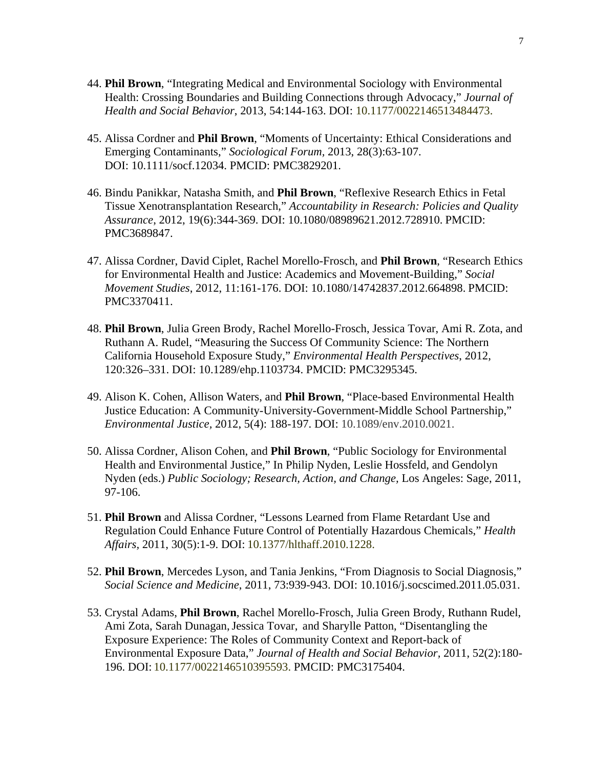44. **Phil Brown**, “Integrating Medical and Environmental Sociology with Environmental Health: Crossing Boundaries and Building Connections through Advocacy,” *Journal of Health and Social Behavior*, 2013, 54:144-163. DOI: 10.1177/0022146513484473.

45. Alissa Cordner and **Phil Brown**, “Moments of Uncertainty: Ethical Considerations and Emerging Contaminants,” *Sociological Forum*, 2013, 28(3):63-107. DOI: 10.1111/socf.12034. PMCID: PMC3829201.

46. Bindu Panikkar, Natasha Smith, and **Phil Brown**, “Reflexive Research Ethics in Fetal Tissue Xenotransplantation Research,” *Accountability in Research: Policies and Quality Assurance*, 2012, 19(6):344-369. DOI: 10.1080/08989621.2012.728910. PMCID: PMC3689847.

47. Alissa Cordner, David Ciplet, Rachel Morello-Frosch, and **Phil Brown**, “Research Ethics for Environmental Health and Justice: Academics and Movement-Building,” *Social Movement Studies*, 2012, 11:161-176. DOI: 10.1080/14742837.2012.664898. PMCID: PMC3370411.

48. **Phil Brown**, Julia Green Brody, Rachel Morello-Frosch, Jessica Tovar, Ami R. Zota, and Ruthann A. Rudel, “Measuring the Success Of Community Science: The Northern California Household Exposure Study,” *Environmental Health Perspectives*, 2012, 120:326–331. DOI: 10.1289/ehp.1103734. PMCID: PMC3295345.

49. Alison K. Cohen, Allison Waters, and **Phil Brown**, “Place-based Environmental Health Justice Education: A Community-University-Government-Middle School Partnership,” *Environmental Justice*, 2012, 5(4): 188-197. DOI: 10.1089/env.2010.0021.

50. Alissa Cordner, Alison Cohen, and **Phil Brown**, “Public Sociology for Environmental Health and Environmental Justice,” In Philip Nyden, Leslie Hossfeld, and Gendolyn Nyden (eds.) *Public Sociology; Research, Action, and Change*, Los Angeles: Sage, 2011, 97-106.

51. **Phil Brown** and Alissa Cordner, “Lessons Learned from Flame Retardant Use and Regulation Could Enhance Future Control of Potentially Hazardous Chemicals,” *Health Affairs*, 2011, 30(5):1-9. DOI: 10.1377/hlthaff.2010.1228.

52. **Phil Brown**, Mercedes Lyson, and Tania Jenkins, “From Diagnosis to Social Diagnosis,” *Social Science and Medicine*, 2011, 73:939-943. DOI: 10.1016/j.socscimed.2011.05.031.

53. Crystal Adams, **Phil Brown**, Rachel Morello-Frosch, Julia Green Brody, Ruthann Rudel, Ami Zota, Sarah Dunagan, Jessica Tovar, and Sharylle Patton, “Disentangling the Exposure Experience: The Roles of Community Context and Report-back of Environmental Exposure Data,” *Journal of Health and Social Behavior*, 2011, 52(2):180-196. DOI: 10.1177/0022146510395593. PMCID: PMC3175404.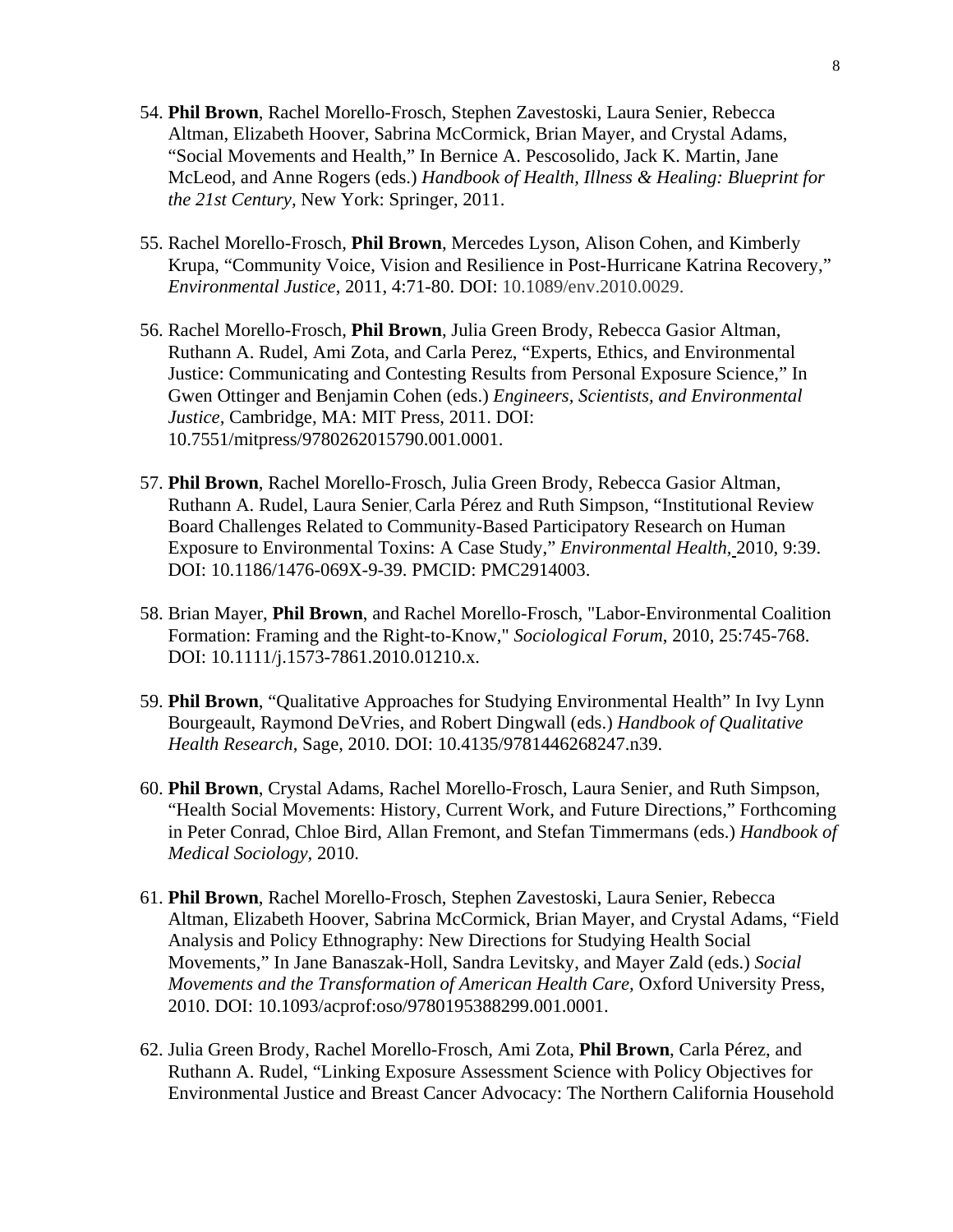54. **Phil Brown**, Rachel Morello-Frosch, Stephen Zavestoski, Laura Senier, Rebecca Altman, Elizabeth Hoover, Sabrina McCormick, Brian Mayer, and Crystal Adams, "Social Movements and Health," In Bernice A. Pescosolido, Jack K. Martin, Jane McLeod, and Anne Rogers (eds.) *Handbook of Health, Illness & Healing: Blueprint for the 21st Century*, New York: Springer, 2011.

55. Rachel Morello-Frosch, **Phil Brown**, Mercedes Lyson, Alison Cohen, and Kimberly Krupa, "Community Voice, Vision and Resilience in Post-Hurricane Katrina Recovery," *Environmental Justice*, 2011, 4:71-80. DOI: 10.1089/env.2010.0029.

56. Rachel Morello-Frosch, **Phil Brown**, Julia Green Brody, Rebecca Gasior Altman, Ruthann A. Rudel, Ami Zota, and Carla Perez, "Experts, Ethics, and Environmental Justice: Communicating and Contesting Results from Personal Exposure Science," In Gwen Ottinger and Benjamin Cohen (eds.) *Engineers, Scientists, and Environmental Justice*, Cambridge, MA: MIT Press, 2011. DOI: 10.7551/mitpress/9780262015790.001.0001.

57. **Phil Brown**, Rachel Morello-Frosch, Julia Green Brody, Rebecca Gasior Altman, Ruthann A. Rudel, Laura Senier, Carla Pérez and Ruth Simpson, "Institutional Review Board Challenges Related to Community-Based Participatory Research on Human Exposure to Environmental Toxins: A Case Study," *Environmental Health*, 2010, 9:39. DOI: 10.1186/1476-069X-9-39. PMCID: PMC2914003.

58. Brian Mayer, **Phil Brown**, and Rachel Morello-Frosch, "Labor-Environmental Coalition Formation: Framing and the Right-to-Know," *Sociological Forum*, 2010, 25:745-768. DOI: 10.1111/j.1573-7861.2010.01210.x.

59. **Phil Brown**, "Qualitative Approaches for Studying Environmental Health" In Ivy Lynn Bourgeault, Raymond DeVries, and Robert Dingwall (eds.) *Handbook of Qualitative Health Research*, Sage, 2010. DOI: 10.4135/9781446268247.n39.

60. **Phil Brown**, Crystal Adams, Rachel Morello-Frosch, Laura Senier, and Ruth Simpson, "Health Social Movements: History, Current Work, and Future Directions," Forthcoming in Peter Conrad, Chloe Bird, Allan Fremont, and Stefan Timmermans (eds.) *Handbook of Medical Sociology*, 2010.

61. **Phil Brown**, Rachel Morello-Frosch, Stephen Zavestoski, Laura Senier, Rebecca Altman, Elizabeth Hoover, Sabrina McCormick, Brian Mayer, and Crystal Adams, "Field Analysis and Policy Ethnography: New Directions for Studying Health Social Movements," In Jane Banaszak-Holl, Sandra Levitsky, and Mayer Zald (eds.) *Social Movements and the Transformation of American Health Care*, Oxford University Press, 2010. DOI: 10.1093/acprof:oso/9780195388299.001.0001.

62. Julia Green Brody, Rachel Morello-Frosch, Ami Zota, **Phil Brown**, Carla Pérez, and Ruthann A. Rudel, "Linking Exposure Assessment Science with Policy Objectives for Environmental Justice and Breast Cancer Advocacy: The Northern California Household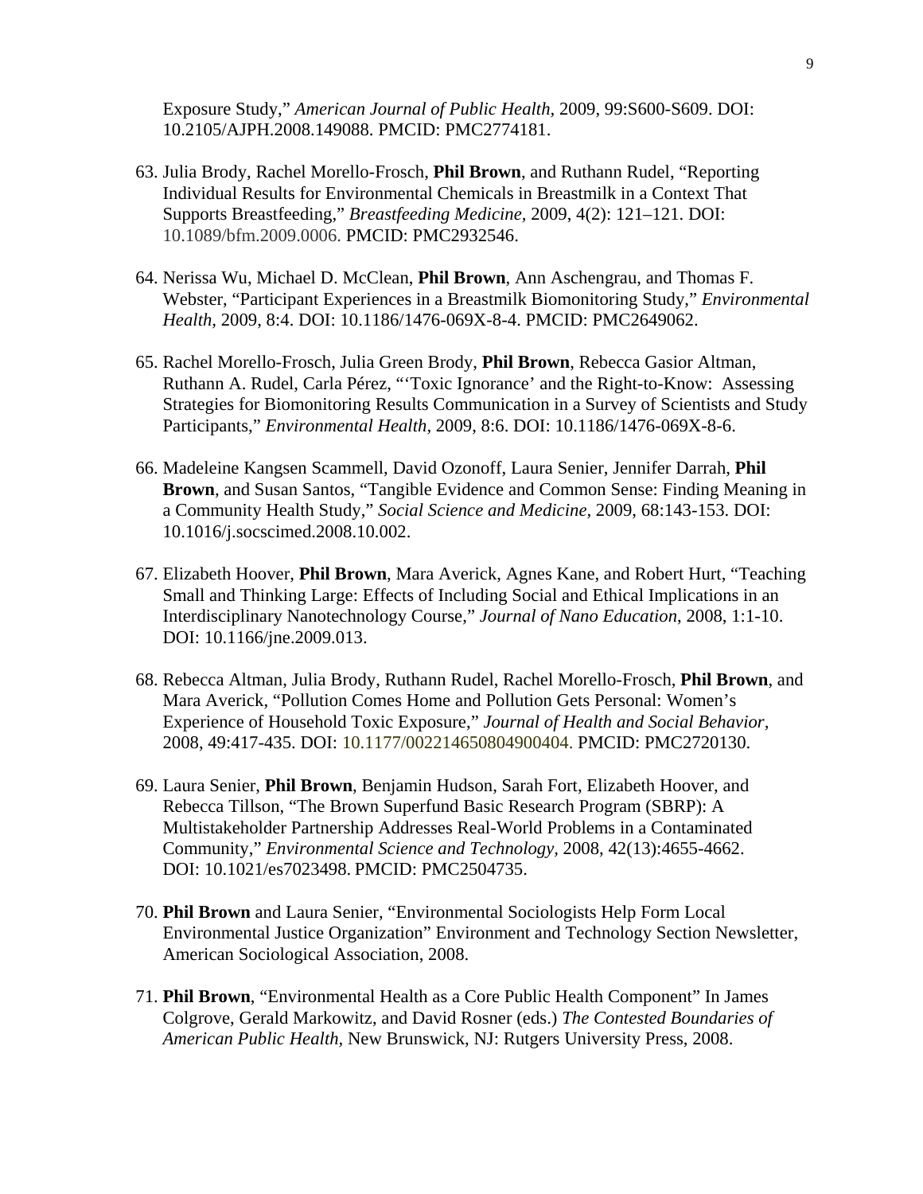Exposure Study," *American Journal of Public Health,* 2009, 99:S600-S609. DOI: 10.2105/AJPH.2008.149088. PMCID: PMC2774181.

63. Julia Brody, Rachel Morello-Frosch, **Phil Brown**, and Ruthann Rudel, "Reporting Individual Results for Environmental Chemicals in Breastmilk in a Context That Supports Breastfeeding," *Breastfeeding Medicine,* 2009, 4(2): 121–121. DOI: 10.1089/bfm.2009.0006. PMCID: PMC2932546.

64. Nerissa Wu, Michael D. McClean, **Phil Brown**, Ann Aschengrau, and Thomas F. Webster, "Participant Experiences in a Breastmilk Biomonitoring Study," *Environmental Health,* 2009, 8:4. DOI: 10.1186/1476-069X-8-4. PMCID: PMC2649062.

65. Rachel Morello-Frosch, Julia Green Brody, **Phil Brown**, Rebecca Gasior Altman, Ruthann A. Rudel, Carla Pérez, "'Toxic Ignorance' and the Right-to-Know: Assessing Strategies for Biomonitoring Results Communication in a Survey of Scientists and Study Participants," *Environmental Health,* 2009, 8:6. DOI: 10.1186/1476-069X-8-6.

66. Madeleine Kangsen Scammell, David Ozonoff, Laura Senier, Jennifer Darrah, **Phil Brown**, and Susan Santos, "Tangible Evidence and Common Sense: Finding Meaning in a Community Health Study," *Social Science and Medicine,* 2009, 68:143-153. DOI: 10.1016/j.socscimed.2008.10.002.

67. Elizabeth Hoover, **Phil Brown**, Mara Averick, Agnes Kane, and Robert Hurt, "Teaching Small and Thinking Large: Effects of Including Social and Ethical Implications in an Interdisciplinary Nanotechnology Course," *Journal of Nano Education,* 2008, 1:1-10. DOI: 10.1166/jne.2009.013.

68. Rebecca Altman, Julia Brody, Ruthann Rudel, Rachel Morello-Frosch, **Phil Brown**, and Mara Averick, "Pollution Comes Home and Pollution Gets Personal: Women's Experience of Household Toxic Exposure," *Journal of Health and Social Behavior,* 2008, 49:417-435. DOI: 10.1177/002214650804900404. PMCID: PMC2720130.

69. Laura Senier, **Phil Brown**, Benjamin Hudson, Sarah Fort, Elizabeth Hoover, and Rebecca Tillson, "The Brown Superfund Basic Research Program (SBRP): A Multistakeholder Partnership Addresses Real-World Problems in a Contaminated Community," *Environmental Science and Technology,* 2008, 42(13):4655-4662. DOI: 10.1021/es7023498. PMCID: PMC2504735.

70. **Phil Brown** and Laura Senier, "Environmental Sociologists Help Form Local Environmental Justice Organization" Environment and Technology Section Newsletter, American Sociological Association, 2008.

71. **Phil Brown**, "Environmental Health as a Core Public Health Component" In James Colgrove, Gerald Markowitz, and David Rosner (eds.) *The Contested Boundaries of American Public Health,* New Brunswick, NJ: Rutgers University Press, 2008.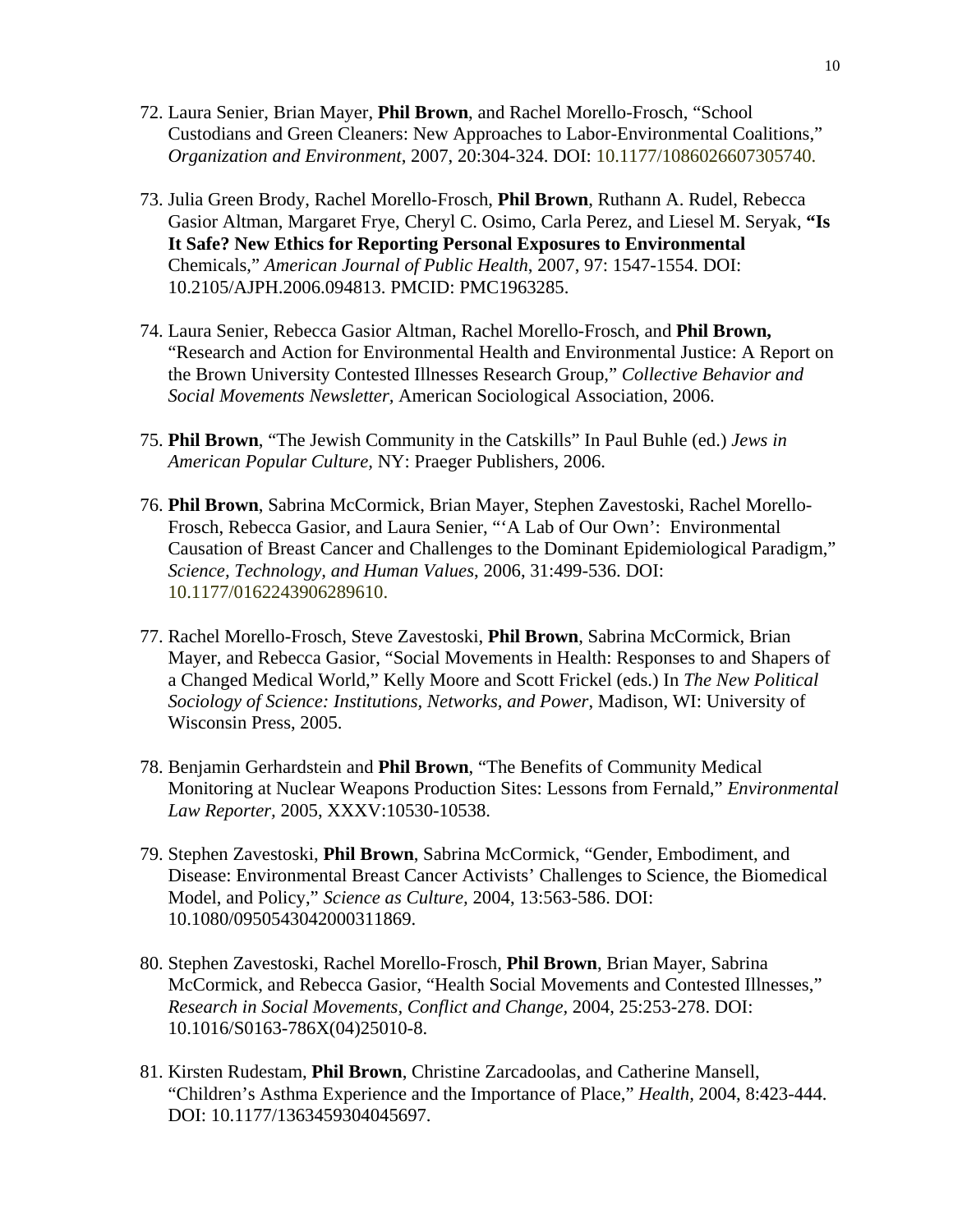72. Laura Senier, Brian Mayer, **Phil Brown**, and Rachel Morello-Frosch, "School Custodians and Green Cleaners: New Approaches to Labor-Environmental Coalitions," *Organization and Environment*, 2007, 20:304-324. DOI: 10.1177/1086026607305740.

73. Julia Green Brody, Rachel Morello-Frosch, **Phil Brown**, Ruthann A. Rudel, Rebecca Gasior Altman, Margaret Frye, Cheryl C. Osimo, Carla Perez, and Liesel M. Seryak, **"Is It Safe? New Ethics for Reporting Personal Exposures to Environmental** Chemicals," *American Journal of Public Health*, 2007, 97: 1547-1554. DOI: 10.2105/AJPH.2006.094813. PMCID: PMC1963285.

74. Laura Senier, Rebecca Gasior Altman, Rachel Morello-Frosch, and **Phil Brown,** "Research and Action for Environmental Health and Environmental Justice: A Report on the Brown University Contested Illnesses Research Group," *Collective Behavior and Social Movements Newsletter*, American Sociological Association, 2006.

75. **Phil Brown**, "The Jewish Community in the Catskills" In Paul Buhle (ed.) *Jews in American Popular Culture,* NY: Praeger Publishers, 2006.

76. **Phil Brown**, Sabrina McCormick, Brian Mayer, Stephen Zavestoski, Rachel Morello-Frosch, Rebecca Gasior, and Laura Senier, "'A Lab of Our Own': Environmental Causation of Breast Cancer and Challenges to the Dominant Epidemiological Paradigm," *Science, Technology, and Human Values*, 2006, 31:499-536. DOI: 10.1177/0162243906289610.

77. Rachel Morello-Frosch, Steve Zavestoski, **Phil Brown**, Sabrina McCormick, Brian Mayer, and Rebecca Gasior, "Social Movements in Health: Responses to and Shapers of a Changed Medical World," Kelly Moore and Scott Frickel (eds.) In *The New Political Sociology of Science: Institutions, Networks, and Power*, Madison, WI: University of Wisconsin Press, 2005.

78. Benjamin Gerhardstein and **Phil Brown**, "The Benefits of Community Medical Monitoring at Nuclear Weapons Production Sites: Lessons from Fernald," *Environmental Law Reporter*, 2005, XXXV:10530-10538.

79. Stephen Zavestoski, **Phil Brown**, Sabrina McCormick, "Gender, Embodiment, and Disease: Environmental Breast Cancer Activists' Challenges to Science, the Biomedical Model, and Policy," *Science as Culture,* 2004, 13:563-586. DOI: 10.1080/0950543042000311869.

80. Stephen Zavestoski, Rachel Morello-Frosch, **Phil Brown**, Brian Mayer, Sabrina McCormick, and Rebecca Gasior, "Health Social Movements and Contested Illnesses," *Research in Social Movements, Conflict and Change,* 2004, 25:253-278. DOI: 10.1016/S0163-786X(04)25010-8.

81. Kirsten Rudestam, **Phil Brown**, Christine Zarcadoolas, and Catherine Mansell, "Children's Asthma Experience and the Importance of Place," *Health*, 2004, 8:423-444. DOI: 10.1177/1363459304045697.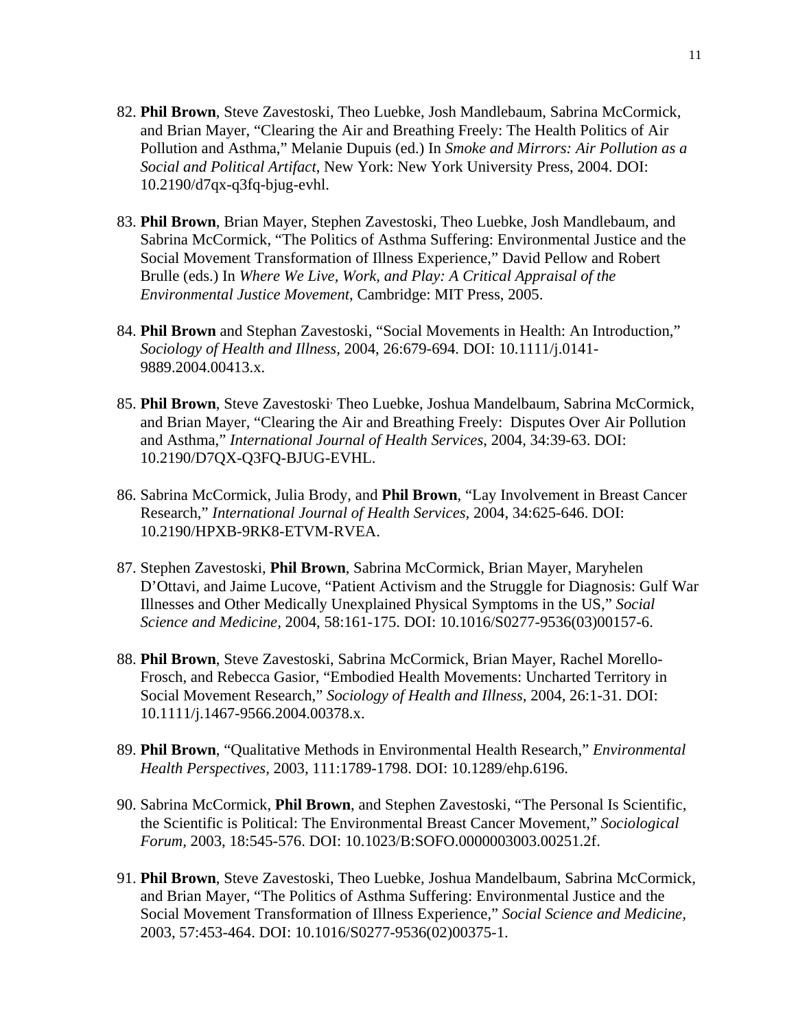82. **Phil Brown**, Steve Zavestoski, Theo Luebke, Josh Mandlebaum, Sabrina McCormick, and Brian Mayer, "Clearing the Air and Breathing Freely: The Health Politics of Air Pollution and Asthma," Melanie Dupuis (ed.) In *Smoke and Mirrors: Air Pollution as a Social and Political Artifact*, New York: New York University Press, 2004. DOI: 10.2190/d7qx-q3fq-bjug-evhl.

83. **Phil Brown**, Brian Mayer, Stephen Zavestoski, Theo Luebke, Josh Mandlebaum, and Sabrina McCormick, "The Politics of Asthma Suffering: Environmental Justice and the Social Movement Transformation of Illness Experience," David Pellow and Robert Brulle (eds.) In *Where We Live, Work, and Play: A Critical Appraisal of the Environmental Justice Movement*, Cambridge: MIT Press, 2005.

84. **Phil Brown** and Stephan Zavestoski, "Social Movements in Health: An Introduction," *Sociology of Health and Illness*, 2004, 26:679-694. DOI: 10.1111/j.0141-9889.2004.00413.x.

85. **Phil Brown**, Steve Zavestoski, Theo Luebke, Joshua Mandelbaum, Sabrina McCormick, and Brian Mayer, "Clearing the Air and Breathing Freely: Disputes Over Air Pollution and Asthma," *International Journal of Health Services*, 2004, 34:39-63. DOI: 10.2190/D7QX-Q3FQ-BJUG-EVHL.

86. Sabrina McCormick, Julia Brody, and **Phil Brown**, "Lay Involvement in Breast Cancer Research," *International Journal of Health Services*, 2004, 34:625-646. DOI: 10.2190/HPXB-9RK8-ETVM-RVEA.

87. Stephen Zavestoski, **Phil Brown**, Sabrina McCormick, Brian Mayer, Maryhelen D'Ottavi, and Jaime Lucove, "Patient Activism and the Struggle for Diagnosis: Gulf War Illnesses and Other Medically Unexplained Physical Symptoms in the US," *Social Science and Medicine*, 2004, 58:161-175. DOI: 10.1016/S0277-9536(03)00157-6.

88. **Phil Brown**, Steve Zavestoski, Sabrina McCormick, Brian Mayer, Rachel Morello-Frosch, and Rebecca Gasior, "Embodied Health Movements: Uncharted Territory in Social Movement Research," *Sociology of Health and Illness*, 2004, 26:1-31. DOI: 10.1111/j.1467-9566.2004.00378.x.

89. **Phil Brown**, "Qualitative Methods in Environmental Health Research," *Environmental Health Perspectives*, 2003, 111:1789-1798. DOI: 10.1289/ehp.6196.

90. Sabrina McCormick, **Phil Brown**, and Stephen Zavestoski, "The Personal Is Scientific, the Scientific is Political: The Environmental Breast Cancer Movement," *Sociological Forum*, 2003, 18:545-576. DOI: 10.1023/B:SOFO.0000003003.00251.2f.

91. **Phil Brown**, Steve Zavestoski, Theo Luebke, Joshua Mandelbaum, Sabrina McCormick, and Brian Mayer, "The Politics of Asthma Suffering: Environmental Justice and the Social Movement Transformation of Illness Experience," *Social Science and Medicine*, 2003, 57:453-464. DOI: 10.1016/S0277-9536(02)00375-1.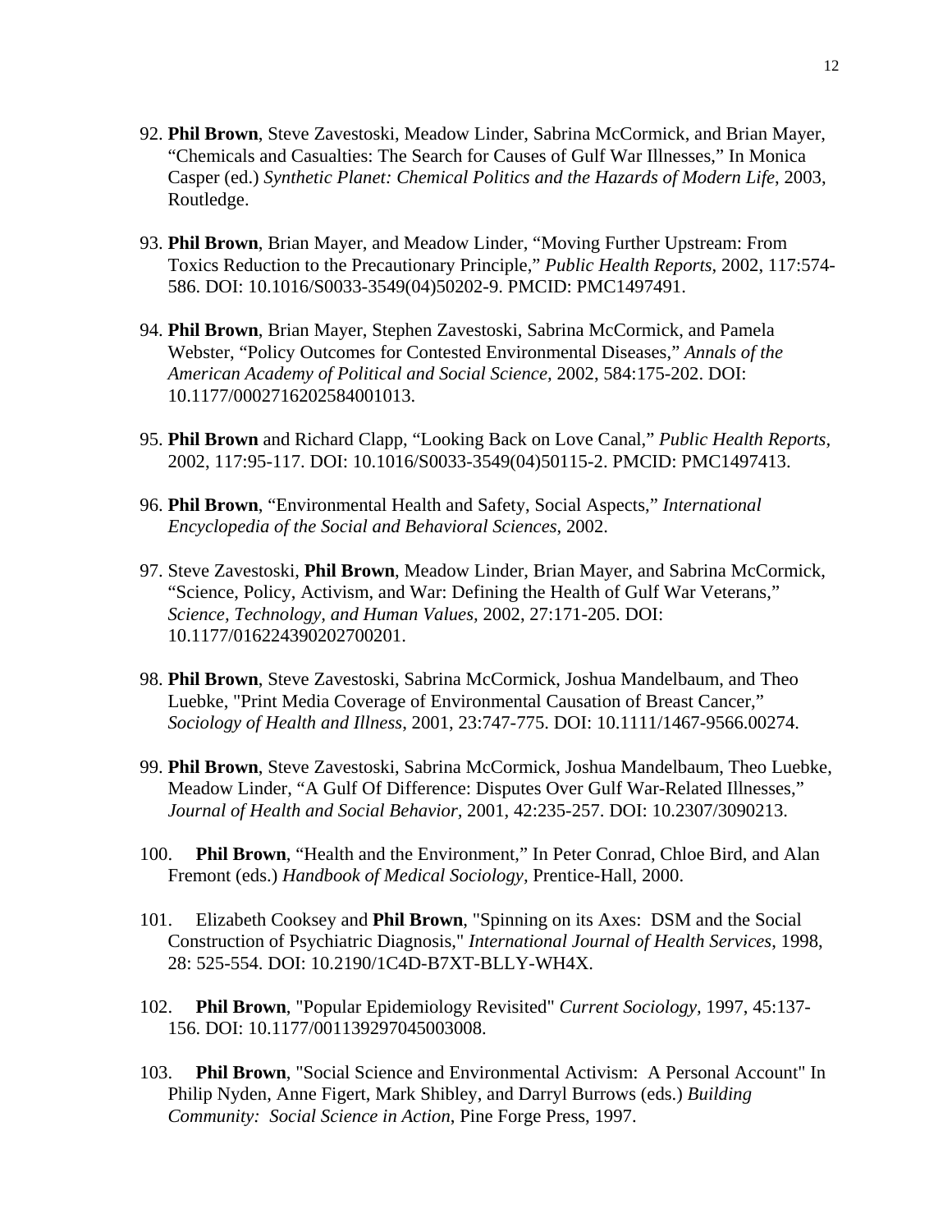92. **Phil Brown**, Steve Zavestoski, Meadow Linder, Sabrina McCormick, and Brian Mayer, “Chemicals and Casualties: The Search for Causes of Gulf War Illnesses,” In Monica Casper (ed.) *Synthetic Planet: Chemical Politics and the Hazards of Modern Life*, 2003, Routledge.

93. **Phil Brown**, Brian Mayer, and Meadow Linder, “Moving Further Upstream: From Toxics Reduction to the Precautionary Principle,” *Public Health Reports*, 2002, 117:574-586. DOI: 10.1016/S0033-3549(04)50202-9. PMCID: PMC1497491.

94. **Phil Brown**, Brian Mayer, Stephen Zavestoski, Sabrina McCormick, and Pamela Webster, “Policy Outcomes for Contested Environmental Diseases,” *Annals of the American Academy of Political and Social Science,* 2002, 584:175-202. DOI: 10.1177/0002716202584001013.

95. **Phil Brown** and Richard Clapp, “Looking Back on Love Canal,” *Public Health Reports*, 2002, 117:95-117. DOI: 10.1016/S0033-3549(04)50115-2. PMCID: PMC1497413.

96. **Phil Brown**, “Environmental Health and Safety, Social Aspects,” *International Encyclopedia of the Social and Behavioral Sciences*, 2002.

97. Steve Zavestoski, **Phil Brown**, Meadow Linder, Brian Mayer, and Sabrina McCormick, “Science, Policy, Activism, and War: Defining the Health of Gulf War Veterans,” *Science, Technology, and Human Values,* 2002, 27:171-205. DOI: 10.1177/016224390202700201.

98. **Phil Brown**, Steve Zavestoski, Sabrina McCormick, Joshua Mandelbaum, and Theo Luebke, "Print Media Coverage of Environmental Causation of Breast Cancer," *Sociology of Health and Illness*, 2001, 23:747-775. DOI: 10.1111/1467-9566.00274.

99. **Phil Brown**, Steve Zavestoski, Sabrina McCormick, Joshua Mandelbaum, Theo Luebke, Meadow Linder, “A Gulf Of Difference: Disputes Over Gulf War-Related Illnesses,” *Journal of Health and Social Behavior,* 2001, 42:235-257. DOI: 10.2307/3090213.

100. **Phil Brown**, “Health and the Environment,” In Peter Conrad, Chloe Bird, and Alan Fremont (eds.) *Handbook of Medical Sociology*, Prentice-Hall, 2000.

101. Elizabeth Cooksey and **Phil Brown**, "Spinning on its Axes: DSM and the Social Construction of Psychiatric Diagnosis," *International Journal of Health Services*, 1998, 28: 525-554. DOI: 10.2190/1C4D-B7XT-BLLY-WH4X.

102. **Phil Brown**, "Popular Epidemiology Revisited" *Current Sociology*, 1997, 45:137-156. DOI: 10.1177/001139297045003008.

103. **Phil Brown**, "Social Science and Environmental Activism: A Personal Account" In Philip Nyden, Anne Figert, Mark Shibley, and Darryl Burrows (eds.) *Building Community: Social Science in Action*, Pine Forge Press, 1997.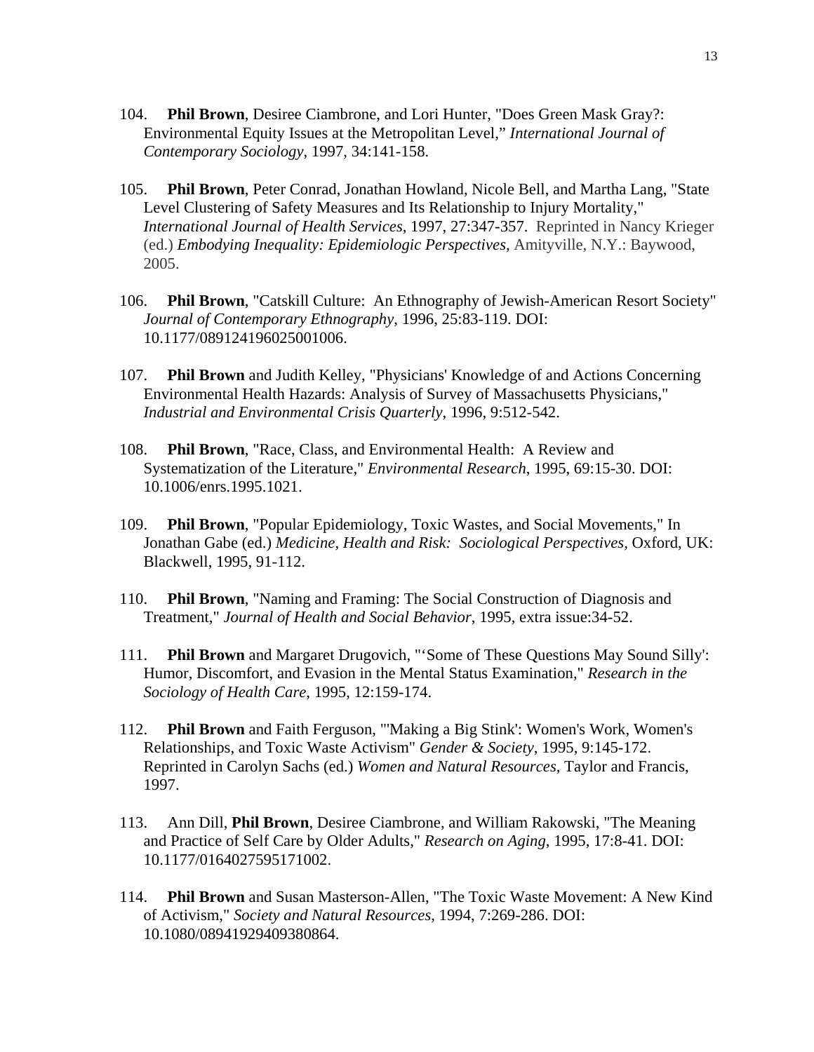104. **Phil Brown**, Desiree Ciambrone, and Lori Hunter, "Does Green Mask Gray?: Environmental Equity Issues at the Metropolitan Level," *International Journal of Contemporary Sociology*, 1997, 34:141-158.

105. **Phil Brown**, Peter Conrad, Jonathan Howland, Nicole Bell, and Martha Lang, "State Level Clustering of Safety Measures and Its Relationship to Injury Mortality," *International Journal of Health Services*, 1997, 27:347-357. Reprinted in Nancy Krieger (ed.) *Embodying Inequality: Epidemiologic Perspectives*, Amityville, N.Y.: Baywood, 2005.

106. **Phil Brown**, "Catskill Culture: An Ethnography of Jewish-American Resort Society" *Journal of Contemporary Ethnography*, 1996, 25:83-119. DOI: 10.1177/089124196025001006.

107. **Phil Brown** and Judith Kelley, "Physicians' Knowledge of and Actions Concerning Environmental Health Hazards: Analysis of Survey of Massachusetts Physicians," *Industrial and Environmental Crisis Quarterly*, 1996, 9:512-542.

108. **Phil Brown**, "Race, Class, and Environmental Health: A Review and Systematization of the Literature," *Environmental Research*, 1995, 69:15-30. DOI: 10.1006/enrs.1995.1021.

109. **Phil Brown**, "Popular Epidemiology, Toxic Wastes, and Social Movements," In Jonathan Gabe (ed.) *Medicine, Health and Risk: Sociological Perspectives*, Oxford, UK: Blackwell, 1995, 91-112.

110. **Phil Brown**, "Naming and Framing: The Social Construction of Diagnosis and Treatment," *Journal of Health and Social Behavior*, 1995, extra issue:34-52.

111. **Phil Brown** and Margaret Drugovich, "'Some of These Questions May Sound Silly': Humor, Discomfort, and Evasion in the Mental Status Examination," *Research in the Sociology of Health Care*, 1995, 12:159-174.

112. **Phil Brown** and Faith Ferguson, "'Making a Big Stink': Women's Work, Women's Relationships, and Toxic Waste Activism" *Gender & Society*, 1995, 9:145-172. Reprinted in Carolyn Sachs (ed.) *Women and Natural Resources*, Taylor and Francis, 1997.

113. Ann Dill, **Phil Brown**, Desiree Ciambrone, and William Rakowski, "The Meaning and Practice of Self Care by Older Adults," *Research on Aging*, 1995, 17:8-41. DOI: 10.1177/0164027595171002.

114. **Phil Brown** and Susan Masterson-Allen, "The Toxic Waste Movement: A New Kind of Activism," *Society and Natural Resources*, 1994, 7:269-286. DOI: 10.1080/08941929409380864.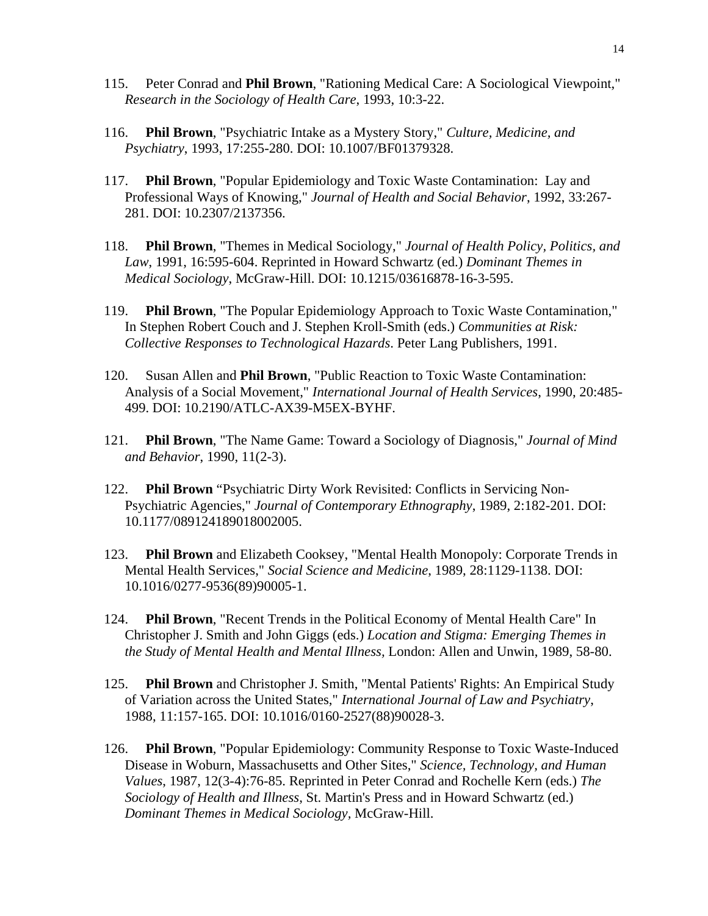115. Peter Conrad and **Phil Brown**, "Rationing Medical Care: A Sociological Viewpoint," *Research in the Sociology of Health Care*, 1993, 10:3-22.

116. **Phil Brown**, "Psychiatric Intake as a Mystery Story," *Culture, Medicine, and Psychiatry*, 1993, 17:255-280. DOI: 10.1007/BF01379328.

117. **Phil Brown**, "Popular Epidemiology and Toxic Waste Contamination: Lay and Professional Ways of Knowing," *Journal of Health and Social Behavior*, 1992, 33:267-281. DOI: 10.2307/2137356.

118. **Phil Brown**, "Themes in Medical Sociology," *Journal of Health Policy, Politics, and Law*, 1991, 16:595-604. Reprinted in Howard Schwartz (ed.) *Dominant Themes in Medical Sociology*, McGraw-Hill. DOI: 10.1215/03616878-16-3-595.

119. **Phil Brown**, "The Popular Epidemiology Approach to Toxic Waste Contamination," In Stephen Robert Couch and J. Stephen Kroll-Smith (eds.) *Communities at Risk: Collective Responses to Technological Hazards*. Peter Lang Publishers, 1991.

120. Susan Allen and **Phil Brown**, "Public Reaction to Toxic Waste Contamination: Analysis of a Social Movement," *International Journal of Health Services*, 1990, 20:485-499. DOI: 10.2190/ATLC-AX39-M5EX-BYHF.

121. **Phil Brown**, "The Name Game: Toward a Sociology of Diagnosis," *Journal of Mind and Behavior*, 1990, 11(2-3).

122. **Phil Brown** "Psychiatric Dirty Work Revisited: Conflicts in Servicing Non-Psychiatric Agencies," *Journal of Contemporary Ethnography*, 1989, 2:182-201. DOI: 10.1177/089124189018002005.

123. **Phil Brown** and Elizabeth Cooksey, "Mental Health Monopoly: Corporate Trends in Mental Health Services," *Social Science and Medicine*, 1989, 28:1129-1138. DOI: 10.1016/0277-9536(89)90005-1.

124. **Phil Brown**, "Recent Trends in the Political Economy of Mental Health Care" In Christopher J. Smith and John Giggs (eds.) *Location and Stigma: Emerging Themes in the Study of Mental Health and Mental Illness*, London: Allen and Unwin, 1989, 58-80.

125. **Phil Brown** and Christopher J. Smith, "Mental Patients' Rights: An Empirical Study of Variation across the United States," *International Journal of Law and Psychiatry*, 1988, 11:157-165. DOI: 10.1016/0160-2527(88)90028-3.

126. **Phil Brown**, "Popular Epidemiology: Community Response to Toxic Waste-Induced Disease in Woburn, Massachusetts and Other Sites," *Science, Technology, and Human Values*, 1987, 12(3-4):76-85. Reprinted in Peter Conrad and Rochelle Kern (eds.) *The Sociology of Health and Illness*, St. Martin's Press and in Howard Schwartz (ed.) *Dominant Themes in Medical Sociology*, McGraw-Hill.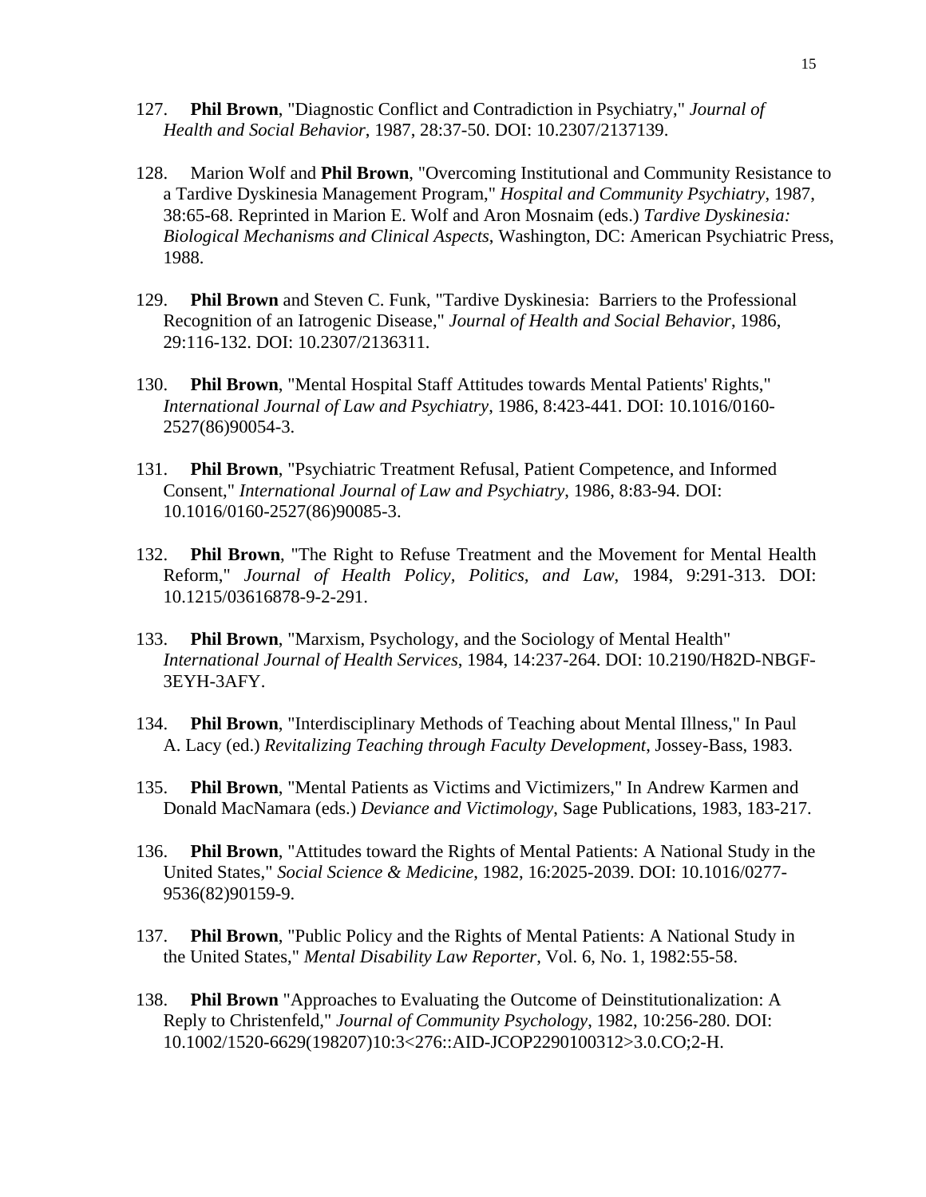127. **Phil Brown**, "Diagnostic Conflict and Contradiction in Psychiatry," *Journal of Health and Social Behavior*, 1987, 28:37-50. DOI: 10.2307/2137139.

128. Marion Wolf and **Phil Brown**, "Overcoming Institutional and Community Resistance to a Tardive Dyskinesia Management Program," *Hospital and Community Psychiatry*, 1987, 38:65-68. Reprinted in Marion E. Wolf and Aron Mosnaim (eds.) *Tardive Dyskinesia: Biological Mechanisms and Clinical Aspects*, Washington, DC: American Psychiatric Press, 1988.

129. **Phil Brown** and Steven C. Funk, "Tardive Dyskinesia: Barriers to the Professional Recognition of an Iatrogenic Disease," *Journal of Health and Social Behavior*, 1986, 29:116-132. DOI: 10.2307/2136311.

130. **Phil Brown**, "Mental Hospital Staff Attitudes towards Mental Patients' Rights," *International Journal of Law and Psychiatry*, 1986, 8:423-441. DOI: 10.1016/0160-2527(86)90054-3.

131. **Phil Brown**, "Psychiatric Treatment Refusal, Patient Competence, and Informed Consent," *International Journal of Law and Psychiatry*, 1986, 8:83-94. DOI: 10.1016/0160-2527(86)90085-3.

132. **Phil Brown**, "The Right to Refuse Treatment and the Movement for Mental Health Reform," *Journal of Health Policy, Politics, and Law*, 1984, 9:291-313. DOI: 10.1215/03616878-9-2-291.

133. **Phil Brown**, "Marxism, Psychology, and the Sociology of Mental Health" *International Journal of Health Services*, 1984, 14:237-264. DOI: 10.2190/H82D-NBGF-3EYH-3AFY.

134. **Phil Brown**, "Interdisciplinary Methods of Teaching about Mental Illness," In Paul A. Lacy (ed.) *Revitalizing Teaching through Faculty Development*, Jossey-Bass, 1983.

135. **Phil Brown**, "Mental Patients as Victims and Victimizers," In Andrew Karmen and Donald MacNamara (eds.) *Deviance and Victimology*, Sage Publications, 1983, 183-217.

136. **Phil Brown**, "Attitudes toward the Rights of Mental Patients: A National Study in the United States," *Social Science & Medicine*, 1982, 16:2025-2039. DOI: 10.1016/0277-9536(82)90159-9.

137. **Phil Brown**, "Public Policy and the Rights of Mental Patients: A National Study in the United States," *Mental Disability Law Reporter*, Vol. 6, No. 1, 1982:55-58.

138. **Phil Brown** "Approaches to Evaluating the Outcome of Deinstitutionalization: A Reply to Christenfeld," *Journal of Community Psychology*, 1982, 10:256-280. DOI: 10.1002/1520-6629(198207)10:3<276::AID-JCOP2290100312>3.0.CO;2-H.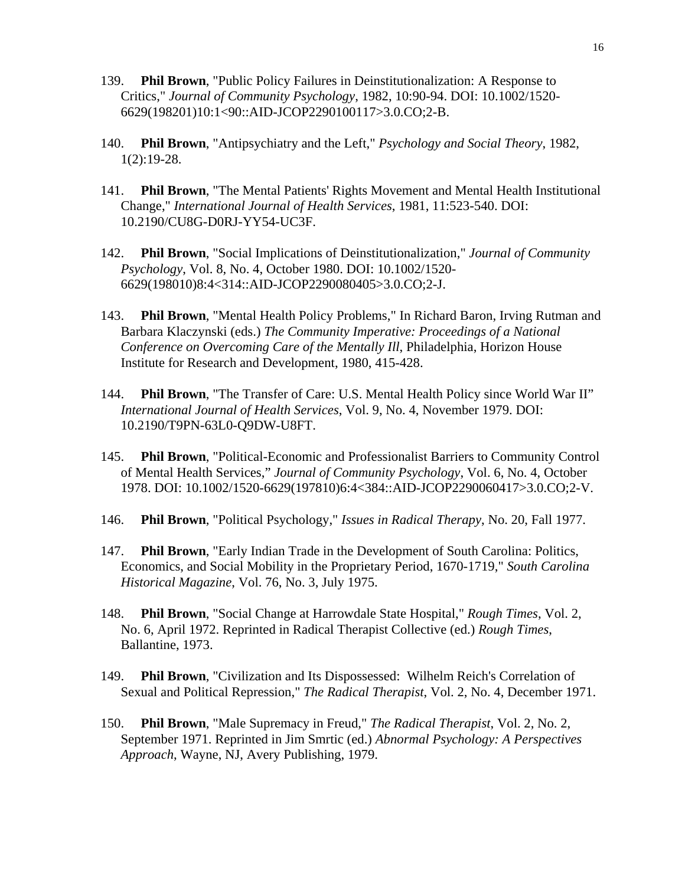139. **Phil Brown**, "Public Policy Failures in Deinstitutionalization: A Response to Critics," *Journal of Community Psychology*, 1982, 10:90-94. DOI: 10.1002/1520-6629(198201)10:1<90::AID-JCOP2290100117>3.0.CO;2-B.

140. **Phil Brown**, "Antipsychiatry and the Left," *Psychology and Social Theory*, 1982, 1(2):19-28.

141. **Phil Brown**, "The Mental Patients' Rights Movement and Mental Health Institutional Change," *International Journal of Health Services*, 1981, 11:523-540. DOI: 10.2190/CU8G-D0RJ-YY54-UC3F.

142. **Phil Brown**, "Social Implications of Deinstitutionalization," *Journal of Community Psychology*, Vol. 8, No. 4, October 1980. DOI: 10.1002/1520-6629(198010)8:4<314::AID-JCOP2290080405>3.0.CO;2-J.

143. **Phil Brown**, "Mental Health Policy Problems," In Richard Baron, Irving Rutman and Barbara Klaczynski (eds.) *The Community Imperative: Proceedings of a National Conference on Overcoming Care of the Mentally Ill*, Philadelphia, Horizon House Institute for Research and Development, 1980, 415-428.

144. **Phil Brown**, "The Transfer of Care: U.S. Mental Health Policy since World War II" *International Journal of Health Services*, Vol. 9, No. 4, November 1979. DOI: 10.2190/T9PN-63L0-Q9DW-U8FT.

145. **Phil Brown**, "Political-Economic and Professionalist Barriers to Community Control of Mental Health Services," *Journal of Community Psychology*, Vol. 6, No. 4, October 1978. DOI: 10.1002/1520-6629(197810)6:4<384::AID-JCOP2290060417>3.0.CO;2-V.

146. **Phil Brown**, "Political Psychology," *Issues in Radical Therapy*, No. 20, Fall 1977.

147. **Phil Brown**, "Early Indian Trade in the Development of South Carolina: Politics, Economics, and Social Mobility in the Proprietary Period, 1670-1719," *South Carolina Historical Magazine*, Vol. 76, No. 3, July 1975.

148. **Phil Brown**, "Social Change at Harrowdale State Hospital," *Rough Times*, Vol. 2, No. 6, April 1972. Reprinted in Radical Therapist Collective (ed.) *Rough Times*, Ballantine, 1973.

149. **Phil Brown**, "Civilization and Its Dispossessed: Wilhelm Reich's Correlation of Sexual and Political Repression," *The Radical Therapist*, Vol. 2, No. 4, December 1971.

150. **Phil Brown**, "Male Supremacy in Freud," *The Radical Therapist*, Vol. 2, No. 2, September 1971. Reprinted in Jim Smrtic (ed.) *Abnormal Psychology: A Perspectives Approach*, Wayne, NJ, Avery Publishing, 1979.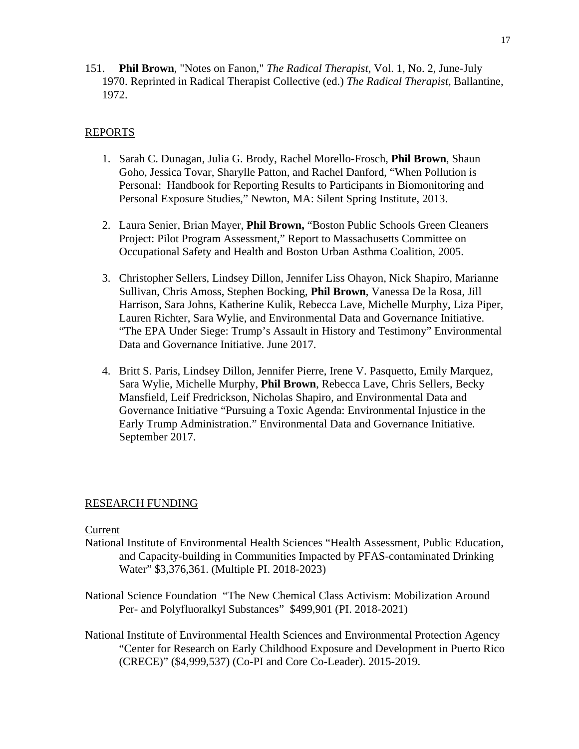151. **Phil Brown**, "Notes on Fanon," *The Radical Therapist*, Vol. 1, No. 2, June-July 1970. Reprinted in Radical Therapist Collective (ed.) *The Radical Therapist*, Ballantine, 1972.

REPORTS

1. Sarah C. Dunagan, Julia G. Brody, Rachel Morello-Frosch, **Phil Brown**, Shaun Goho, Jessica Tovar, Sharylle Patton, and Rachel Danford, "When Pollution is Personal: Handbook for Reporting Results to Participants in Biomonitoring and Personal Exposure Studies," Newton, MA: Silent Spring Institute, 2013.

2. Laura Senier, Brian Mayer, **Phil Brown,** "Boston Public Schools Green Cleaners Project: Pilot Program Assessment," Report to Massachusetts Committee on Occupational Safety and Health and Boston Urban Asthma Coalition, 2005.

3. Christopher Sellers, Lindsey Dillon, Jennifer Liss Ohayon, Nick Shapiro, Marianne Sullivan, Chris Amoss, Stephen Bocking, **Phil Brown**, Vanessa De la Rosa, Jill Harrison, Sara Johns, Katherine Kulik, Rebecca Lave, Michelle Murphy, Liza Piper, Lauren Richter, Sara Wylie, and Environmental Data and Governance Initiative. "The EPA Under Siege: Trump's Assault in History and Testimony" Environmental Data and Governance Initiative. June 2017.

4. Britt S. Paris, Lindsey Dillon, Jennifer Pierre, Irene V. Pasquetto, Emily Marquez, Sara Wylie, Michelle Murphy, **Phil Brown**, Rebecca Lave, Chris Sellers, Becky Mansfield, Leif Fredrickson, Nicholas Shapiro, and Environmental Data and Governance Initiative "Pursuing a Toxic Agenda: Environmental Injustice in the Early Trump Administration." Environmental Data and Governance Initiative. September 2017.

RESEARCH FUNDING

Current

National Institute of Environmental Health Sciences "Health Assessment, Public Education, and Capacity-building in Communities Impacted by PFAS-contaminated Drinking Water" $3,376,361. (Multiple PI. 2018-2023)

National Science Foundation "The New Chemical Class Activism: Mobilization Around Per- and Polyfluoralkyl Substances" $499,901 (PI. 2018-2021)

National Institute of Environmental Health Sciences and Environmental Protection Agency "Center for Research on Early Childhood Exposure and Development in Puerto Rico (CRECE)" ($4,999,537) (Co-PI and Core Co-Leader). 2015-2019.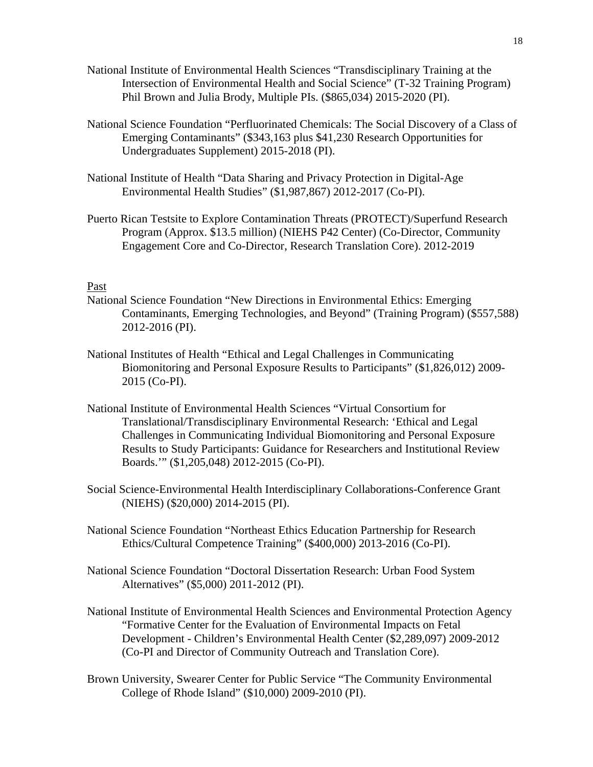National Institute of Environmental Health Sciences "Transdisciplinary Training at the Intersection of Environmental Health and Social Science" (T-32 Training Program) Phil Brown and Julia Brody, Multiple PIs. ($865,034) 2015-2020 (PI).

National Science Foundation "Perfluorinated Chemicals: The Social Discovery of a Class of Emerging Contaminants" ($343,163 plus $41,230 Research Opportunities for Undergraduates Supplement) 2015-2018 (PI).

National Institute of Health "Data Sharing and Privacy Protection in Digital-Age Environmental Health Studies" ($1,987,867) 2012-2017 (Co-PI).

Puerto Rican Testsite to Explore Contamination Threats (PROTECT)/Superfund Research Program (Approx. $13.5 million) (NIEHS P42 Center) (Co-Director, Community Engagement Core and Co-Director, Research Translation Core). 2012-2019

<u>Past</u>

National Science Foundation "New Directions in Environmental Ethics: Emerging Contaminants, Emerging Technologies, and Beyond" (Training Program) ($557,588) 2012-2016 (PI).

National Institutes of Health "Ethical and Legal Challenges in Communicating Biomonitoring and Personal Exposure Results to Participants" ($1,826,012) 2009-2015 (Co-PI).

National Institute of Environmental Health Sciences "Virtual Consortium for Translational/Transdisciplinary Environmental Research: 'Ethical and Legal Challenges in Communicating Individual Biomonitoring and Personal Exposure Results to Study Participants: Guidance for Researchers and Institutional Review Boards.'" ($1,205,048) 2012-2015 (Co-PI).

Social Science-Environmental Health Interdisciplinary Collaborations-Conference Grant (NIEHS) ($20,000) 2014-2015 (PI).

National Science Foundation "Northeast Ethics Education Partnership for Research Ethics/Cultural Competence Training" ($400,000) 2013-2016 (Co-PI).

National Science Foundation "Doctoral Dissertation Research: Urban Food System Alternatives" ($5,000) 2011-2012 (PI).

National Institute of Environmental Health Sciences and Environmental Protection Agency "Formative Center for the Evaluation of Environmental Impacts on Fetal Development - Children's Environmental Health Center ($2,289,097) 2009-2012 (Co-PI and Director of Community Outreach and Translation Core).

Brown University, Swearer Center for Public Service "The Community Environmental College of Rhode Island" ($10,000) 2009-2010 (PI).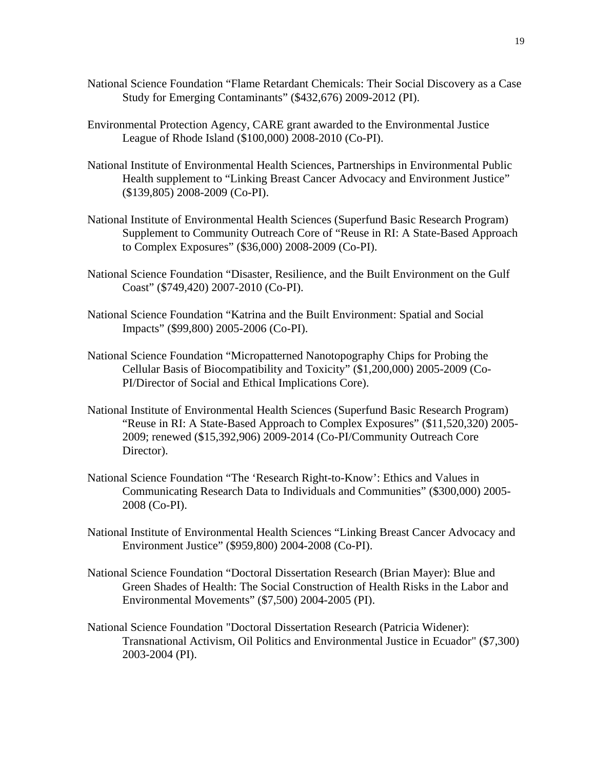National Science Foundation “Flame Retardant Chemicals: Their Social Discovery as a Case Study for Emerging Contaminants” ($432,676) 2009-2012 (PI).

Environmental Protection Agency, CARE grant awarded to the Environmental Justice League of Rhode Island ($100,000) 2008-2010 (Co-PI).

National Institute of Environmental Health Sciences, Partnerships in Environmental Public Health supplement to “Linking Breast Cancer Advocacy and Environment Justice” ($139,805) 2008-2009 (Co-PI).

National Institute of Environmental Health Sciences (Superfund Basic Research Program) Supplement to Community Outreach Core of “Reuse in RI: A State-Based Approach to Complex Exposures” ($36,000) 2008-2009 (Co-PI).

National Science Foundation “Disaster, Resilience, and the Built Environment on the Gulf Coast” ($749,420) 2007-2010 (Co-PI).

National Science Foundation “Katrina and the Built Environment: Spatial and Social Impacts” ($99,800) 2005-2006 (Co-PI).

National Science Foundation “Micropatterned Nanotopography Chips for Probing the Cellular Basis of Biocompatibility and Toxicity” ($1,200,000) 2005-2009 (Co-PI/Director of Social and Ethical Implications Core).

National Institute of Environmental Health Sciences (Superfund Basic Research Program) “Reuse in RI: A State-Based Approach to Complex Exposures” ($11,520,320) 2005-2009; renewed ($15,392,906) 2009-2014 (Co-PI/Community Outreach Core Director).

National Science Foundation “The ‘Research Right-to-Know’: Ethics and Values in Communicating Research Data to Individuals and Communities” ($300,000) 2005-2008 (Co-PI).

National Institute of Environmental Health Sciences “Linking Breast Cancer Advocacy and Environment Justice” ($959,800) 2004-2008 (Co-PI).

National Science Foundation “Doctoral Dissertation Research (Brian Mayer): Blue and Green Shades of Health: The Social Construction of Health Risks in the Labor and Environmental Movements” ($7,500) 2004-2005 (PI).

National Science Foundation "Doctoral Dissertation Research (Patricia Widener): Transnational Activism, Oil Politics and Environmental Justice in Ecuador" ($7,300) 2003-2004 (PI).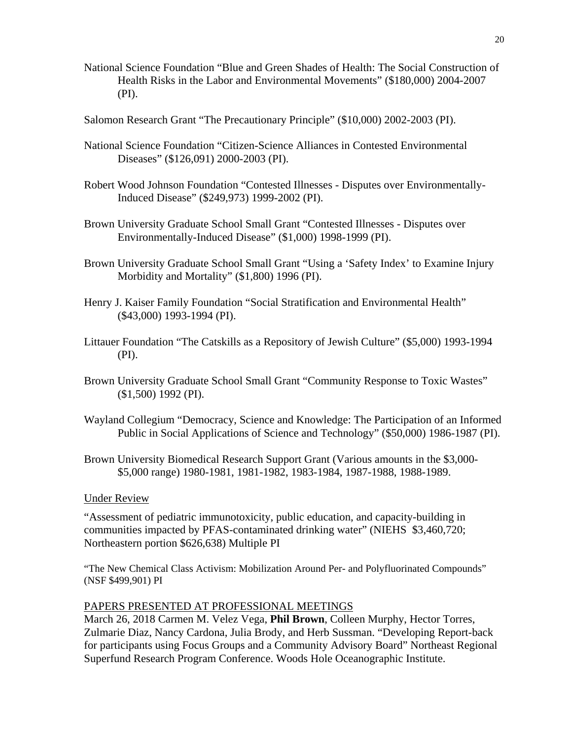National Science Foundation “Blue and Green Shades of Health: The Social Construction of Health Risks in the Labor and Environmental Movements” ($180,000) 2004-2007 (PI).

Salomon Research Grant “The Precautionary Principle” ($10,000) 2002-2003 (PI).

National Science Foundation “Citizen-Science Alliances in Contested Environmental Diseases” ($126,091) 2000-2003 (PI).

Robert Wood Johnson Foundation “Contested Illnesses - Disputes over Environmentally-Induced Disease” ($249,973) 1999-2002 (PI).

Brown University Graduate School Small Grant “Contested Illnesses - Disputes over Environmentally-Induced Disease” ($1,000) 1998-1999 (PI).

Brown University Graduate School Small Grant “Using a ‘Safety Index’ to Examine Injury Morbidity and Mortality” ($1,800) 1996 (PI).

Henry J. Kaiser Family Foundation “Social Stratification and Environmental Health” ($43,000) 1993-1994 (PI).

Littauer Foundation “The Catskills as a Repository of Jewish Culture” ($5,000) 1993-1994 (PI).

Brown University Graduate School Small Grant “Community Response to Toxic Wastes” ($1,500) 1992 (PI).

Wayland Collegium “Democracy, Science and Knowledge: The Participation of an Informed Public in Social Applications of Science and Technology” ($50,000) 1986-1987 (PI).

Brown University Biomedical Research Support Grant (Various amounts in the $3,000-$5,000 range) 1980-1981, 1981-1982, 1983-1984, 1987-1988, 1988-1989.

Under Review

“Assessment of pediatric immunotoxicity, public education, and capacity-building in communities impacted by PFAS-contaminated drinking water” (NIEHS $3,460,720; Northeastern portion $626,638) Multiple PI

“The New Chemical Class Activism: Mobilization Around Per- and Polyfluorinated Compounds” (NSF $499,901) PI

## PAPERS PRESENTED AT PROFESSIONAL MEETINGS

March 26, 2018 Carmen M. Velez Vega, **Phil Brown**, Colleen Murphy, Hector Torres, Zulmarie Diaz, Nancy Cardona, Julia Brody, and Herb Sussman. “Developing Report-back for participants using Focus Groups and a Community Advisory Board” Northeast Regional Superfund Research Program Conference. Woods Hole Oceanographic Institute.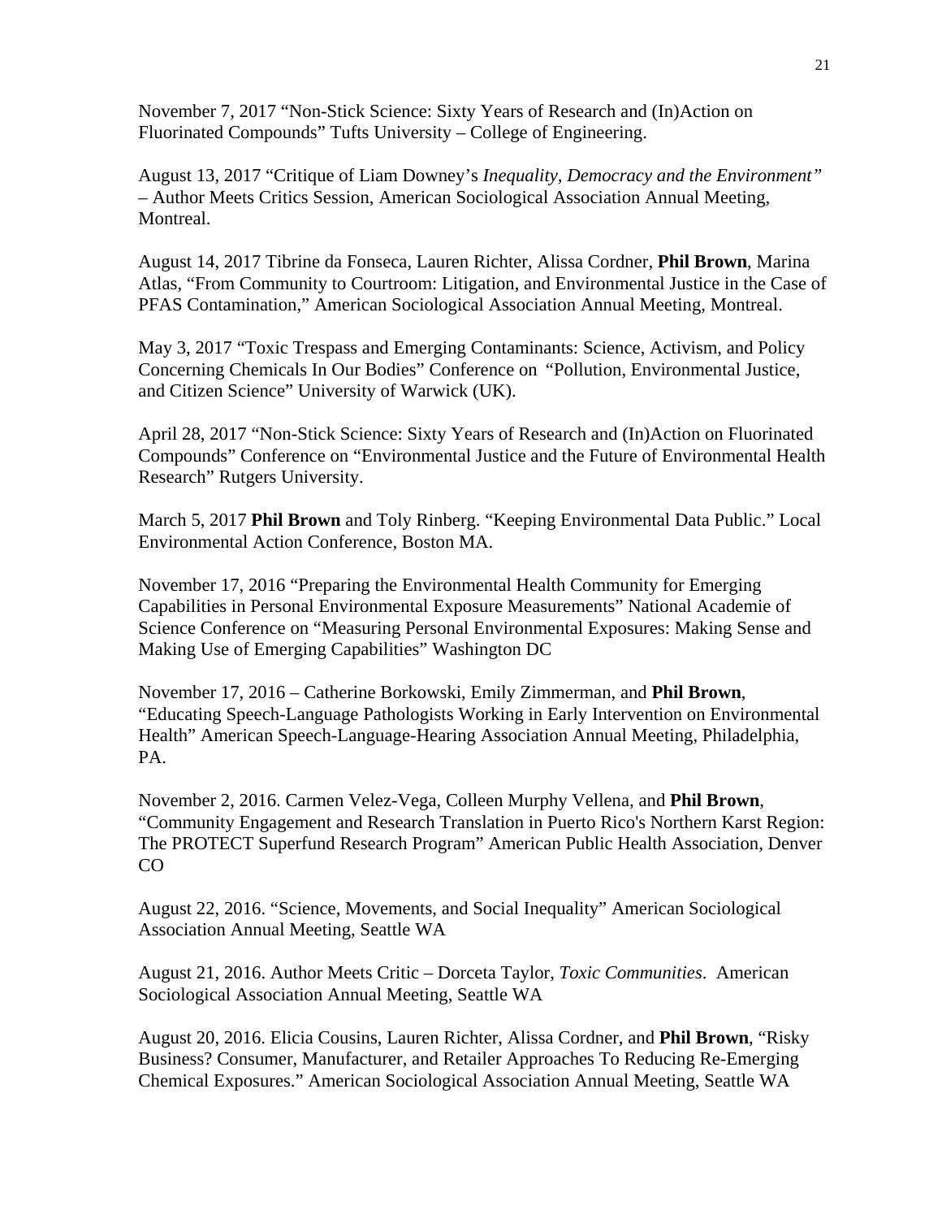November 7, 2017 “Non-Stick Science: Sixty Years of Research and (In)Action on Fluorinated Compounds” Tufts University – College of Engineering.

August 13, 2017 “Critique of Liam Downey’s *Inequality, Democracy and the Environment”* – Author Meets Critics Session, American Sociological Association Annual Meeting, Montreal.

August 14, 2017 Tibrine da Fonseca, Lauren Richter, Alissa Cordner, **Phil Brown**, Marina Atlas, “From Community to Courtroom: Litigation, and Environmental Justice in the Case of PFAS Contamination,” American Sociological Association Annual Meeting, Montreal.

May 3, 2017 “Toxic Trespass and Emerging Contaminants: Science, Activism, and Policy Concerning Chemicals In Our Bodies” Conference on “Pollution, Environmental Justice, and Citizen Science” University of Warwick (UK).

April 28, 2017 “Non-Stick Science: Sixty Years of Research and (In)Action on Fluorinated Compounds” Conference on “Environmental Justice and the Future of Environmental Health Research” Rutgers University.

March 5, 2017 **Phil Brown** and Toly Rinberg. “Keeping Environmental Data Public.” Local Environmental Action Conference, Boston MA.

November 17, 2016 “Preparing the Environmental Health Community for Emerging Capabilities in Personal Environmental Exposure Measurements” National Academie of Science Conference on “Measuring Personal Environmental Exposures: Making Sense and Making Use of Emerging Capabilities” Washington DC

November 17, 2016 – Catherine Borkowski, Emily Zimmerman, and **Phil Brown**, “Educating Speech-Language Pathologists Working in Early Intervention on Environmental Health” American Speech-Language-Hearing Association Annual Meeting, Philadelphia, PA.

November 2, 2016. Carmen Velez-Vega, Colleen Murphy Vellena, and **Phil Brown**, “Community Engagement and Research Translation in Puerto Rico's Northern Karst Region: The PROTECT Superfund Research Program” American Public Health Association, Denver CO

August 22, 2016. “Science, Movements, and Social Inequality” American Sociological Association Annual Meeting, Seattle WA

August 21, 2016. Author Meets Critic – Dorceta Taylor, *Toxic Communities*. American Sociological Association Annual Meeting, Seattle WA

August 20, 2016. Elicia Cousins, Lauren Richter, Alissa Cordner, and **Phil Brown**, “Risky Business? Consumer, Manufacturer, and Retailer Approaches To Reducing Re-Emerging Chemical Exposures.” American Sociological Association Annual Meeting, Seattle WA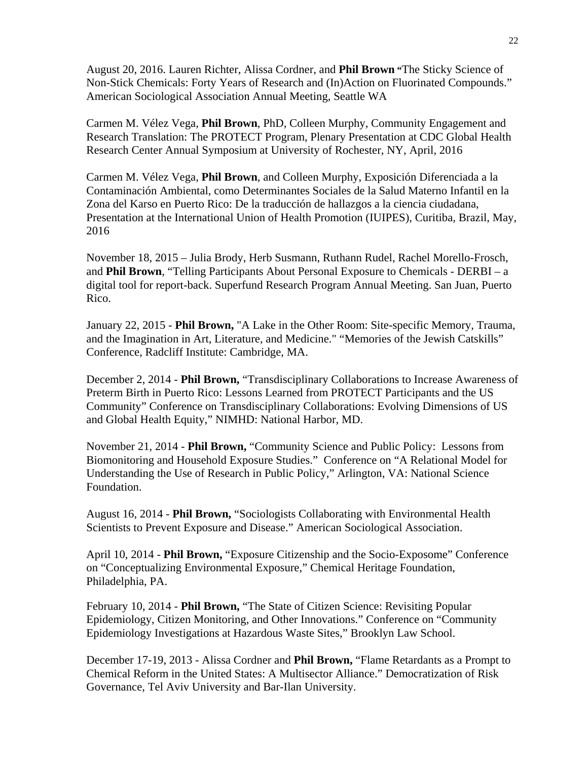August 20, 2016. Lauren Richter, Alissa Cordner, and **Phil Brown** "The Sticky Science of Non-Stick Chemicals: Forty Years of Research and (In)Action on Fluorinated Compounds." American Sociological Association Annual Meeting, Seattle WA

Carmen M. Vélez Vega, **Phil Brown**, PhD, Colleen Murphy, Community Engagement and Research Translation: The PROTECT Program, Plenary Presentation at CDC Global Health Research Center Annual Symposium at University of Rochester, NY, April, 2016

Carmen M. Vélez Vega, **Phil Brown**, and Colleen Murphy, Exposición Diferenciada a la Contaminación Ambiental, como Determinantes Sociales de la Salud Materno Infantil en la Zona del Karso en Puerto Rico: De la traducción de hallazgos a la ciencia ciudadana, Presentation at the International Union of Health Promotion (IUIPES), Curitiba, Brazil, May, 2016

November 18, 2015 – Julia Brody, Herb Susmann, Ruthann Rudel, Rachel Morello-Frosch, and **Phil Brown**, "Telling Participants About Personal Exposure to Chemicals - DERBI – a digital tool for report-back. Superfund Research Program Annual Meeting. San Juan, Puerto Rico.

January 22, 2015 - **Phil Brown,** "A Lake in the Other Room: Site-specific Memory, Trauma, and the Imagination in Art, Literature, and Medicine." "Memories of the Jewish Catskills" Conference, Radcliff Institute: Cambridge, MA.

December 2, 2014 - **Phil Brown,** "Transdisciplinary Collaborations to Increase Awareness of Preterm Birth in Puerto Rico: Lessons Learned from PROTECT Participants and the US Community" Conference on Transdisciplinary Collaborations: Evolving Dimensions of US and Global Health Equity," NIMHD: National Harbor, MD.

November 21, 2014 - **Phil Brown,** "Community Science and Public Policy: Lessons from Biomonitoring and Household Exposure Studies." Conference on "A Relational Model for Understanding the Use of Research in Public Policy," Arlington, VA: National Science Foundation.

August 16, 2014 - **Phil Brown,** "Sociologists Collaborating with Environmental Health Scientists to Prevent Exposure and Disease." American Sociological Association.

April 10, 2014 - **Phil Brown,** "Exposure Citizenship and the Socio-Exposome" Conference on "Conceptualizing Environmental Exposure," Chemical Heritage Foundation, Philadelphia, PA.

February 10, 2014 - **Phil Brown,** "The State of Citizen Science: Revisiting Popular Epidemiology, Citizen Monitoring, and Other Innovations." Conference on "Community Epidemiology Investigations at Hazardous Waste Sites," Brooklyn Law School.

December 17-19, 2013 - Alissa Cordner and **Phil Brown,** "Flame Retardants as a Prompt to Chemical Reform in the United States: A Multisector Alliance." Democratization of Risk Governance, Tel Aviv University and Bar-Ilan University.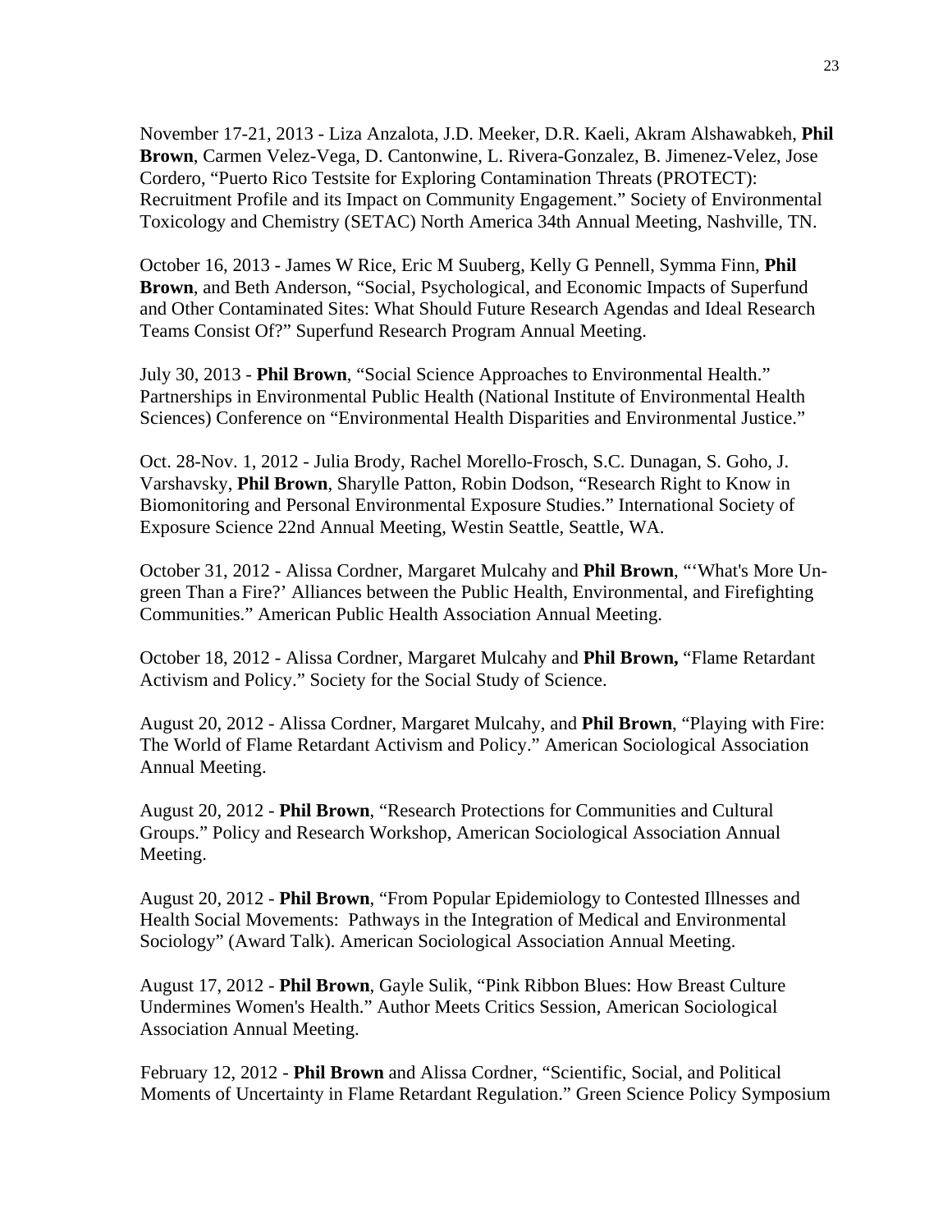November 17-21, 2013 - Liza Anzalota, J.D. Meeker, D.R. Kaeli, Akram Alshawabkeh, **Phil Brown**, Carmen Velez-Vega, D. Cantonwine, L. Rivera-Gonzalez, B. Jimenez-Velez, Jose Cordero, "Puerto Rico Testsite for Exploring Contamination Threats (PROTECT): Recruitment Profile and its Impact on Community Engagement." Society of Environmental Toxicology and Chemistry (SETAC) North America 34th Annual Meeting, Nashville, TN.

October 16, 2013 - James W Rice, Eric M Suuberg, Kelly G Pennell, Symma Finn, **Phil Brown**, and Beth Anderson, "Social, Psychological, and Economic Impacts of Superfund and Other Contaminated Sites: What Should Future Research Agendas and Ideal Research Teams Consist Of?" Superfund Research Program Annual Meeting.

July 30, 2013 - **Phil Brown**, "Social Science Approaches to Environmental Health." Partnerships in Environmental Public Health (National Institute of Environmental Health Sciences) Conference on "Environmental Health Disparities and Environmental Justice."

Oct. 28-Nov. 1, 2012 - Julia Brody, Rachel Morello-Frosch, S.C. Dunagan, S. Goho, J. Varshavsky, **Phil Brown**, Sharylle Patton, Robin Dodson, "Research Right to Know in Biomonitoring and Personal Environmental Exposure Studies." International Society of Exposure Science 22nd Annual Meeting, Westin Seattle, Seattle, WA.

October 31, 2012 - Alissa Cordner, Margaret Mulcahy and **Phil Brown**, "'What's More Un-green Than a Fire?' Alliances between the Public Health, Environmental, and Firefighting Communities." American Public Health Association Annual Meeting.

October 18, 2012 - Alissa Cordner, Margaret Mulcahy and **Phil Brown,** "Flame Retardant Activism and Policy." Society for the Social Study of Science.

August 20, 2012 - Alissa Cordner, Margaret Mulcahy, and **Phil Brown**, "Playing with Fire: The World of Flame Retardant Activism and Policy." American Sociological Association Annual Meeting.

August 20, 2012 - **Phil Brown**, "Research Protections for Communities and Cultural Groups." Policy and Research Workshop, American Sociological Association Annual Meeting.

August 20, 2012 - **Phil Brown**, "From Popular Epidemiology to Contested Illnesses and Health Social Movements: Pathways in the Integration of Medical and Environmental Sociology" (Award Talk). American Sociological Association Annual Meeting.

August 17, 2012 - **Phil Brown**, Gayle Sulik, "Pink Ribbon Blues: How Breast Culture Undermines Women's Health." Author Meets Critics Session, American Sociological Association Annual Meeting.

February 12, 2012 - **Phil Brown** and Alissa Cordner, "Scientific, Social, and Political Moments of Uncertainty in Flame Retardant Regulation." Green Science Policy Symposium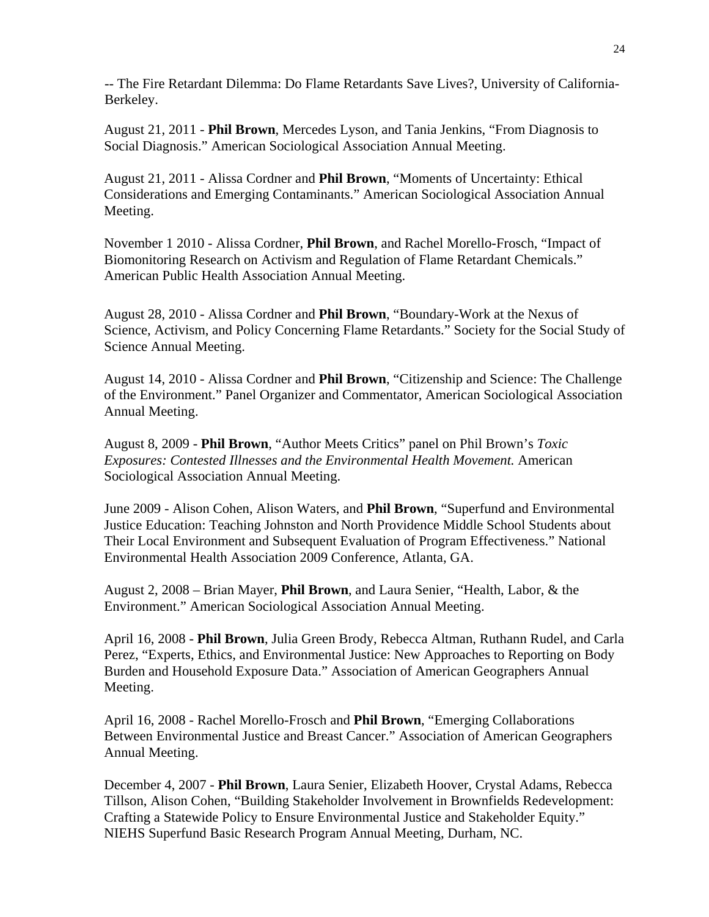-- The Fire Retardant Dilemma: Do Flame Retardants Save Lives?, University of California-Berkeley.

August 21, 2011 - **Phil Brown**, Mercedes Lyson, and Tania Jenkins, "From Diagnosis to Social Diagnosis." American Sociological Association Annual Meeting.

August 21, 2011 - Alissa Cordner and **Phil Brown**, "Moments of Uncertainty: Ethical Considerations and Emerging Contaminants." American Sociological Association Annual Meeting.

November 1 2010 - Alissa Cordner, **Phil Brown**, and Rachel Morello-Frosch, "Impact of Biomonitoring Research on Activism and Regulation of Flame Retardant Chemicals." American Public Health Association Annual Meeting.

August 28, 2010 - Alissa Cordner and **Phil Brown**, "Boundary-Work at the Nexus of Science, Activism, and Policy Concerning Flame Retardants." Society for the Social Study of Science Annual Meeting.

August 14, 2010 - Alissa Cordner and **Phil Brown**, "Citizenship and Science: The Challenge of the Environment." Panel Organizer and Commentator, American Sociological Association Annual Meeting.

August 8, 2009 - **Phil Brown**, "Author Meets Critics" panel on Phil Brown's *Toxic Exposures: Contested Illnesses and the Environmental Health Movement.* American Sociological Association Annual Meeting.

June 2009 - Alison Cohen, Alison Waters, and **Phil Brown**, "Superfund and Environmental Justice Education: Teaching Johnston and North Providence Middle School Students about Their Local Environment and Subsequent Evaluation of Program Effectiveness." National Environmental Health Association 2009 Conference, Atlanta, GA.

August 2, 2008 – Brian Mayer, **Phil Brown**, and Laura Senier, "Health, Labor, & the Environment." American Sociological Association Annual Meeting.

April 16, 2008 - **Phil Brown**, Julia Green Brody, Rebecca Altman, Ruthann Rudel, and Carla Perez, "Experts, Ethics, and Environmental Justice: New Approaches to Reporting on Body Burden and Household Exposure Data." Association of American Geographers Annual Meeting.

April 16, 2008 - Rachel Morello-Frosch and **Phil Brown**, "Emerging Collaborations Between Environmental Justice and Breast Cancer." Association of American Geographers Annual Meeting.

December 4, 2007 - **Phil Brown**, Laura Senier, Elizabeth Hoover, Crystal Adams, Rebecca Tillson, Alison Cohen, "Building Stakeholder Involvement in Brownfields Redevelopment: Crafting a Statewide Policy to Ensure Environmental Justice and Stakeholder Equity." NIEHS Superfund Basic Research Program Annual Meeting, Durham, NC.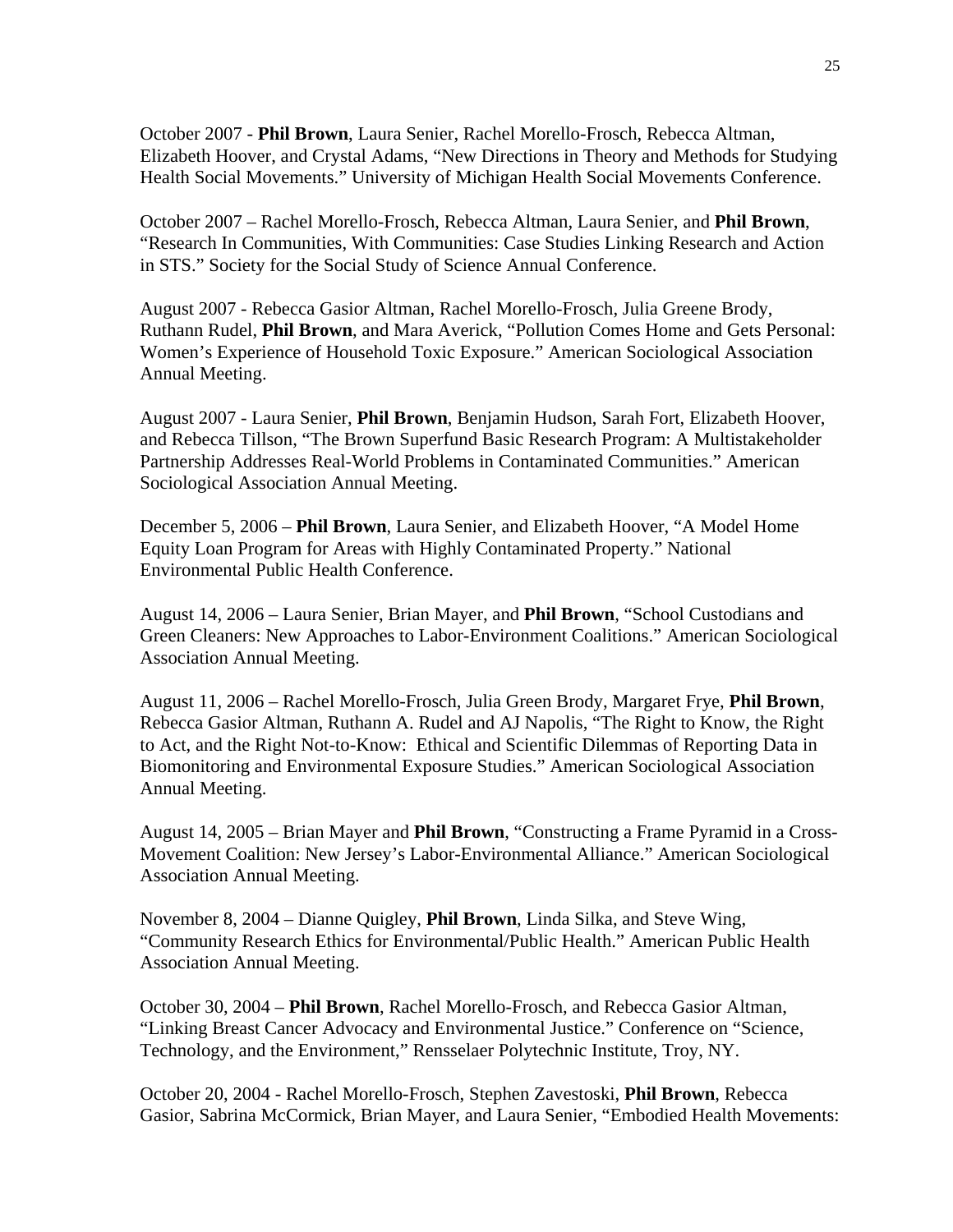October 2007 - **Phil Brown**, Laura Senier, Rachel Morello-Frosch, Rebecca Altman, Elizabeth Hoover, and Crystal Adams, "New Directions in Theory and Methods for Studying Health Social Movements." University of Michigan Health Social Movements Conference.

October 2007 – Rachel Morello-Frosch, Rebecca Altman, Laura Senier, and **Phil Brown**, "Research In Communities, With Communities: Case Studies Linking Research and Action in STS." Society for the Social Study of Science Annual Conference.

August 2007 - Rebecca Gasior Altman, Rachel Morello-Frosch, Julia Greene Brody, Ruthann Rudel, **Phil Brown**, and Mara Averick, "Pollution Comes Home and Gets Personal: Women's Experience of Household Toxic Exposure." American Sociological Association Annual Meeting.

August 2007 - Laura Senier, **Phil Brown**, Benjamin Hudson, Sarah Fort, Elizabeth Hoover, and Rebecca Tillson, "The Brown Superfund Basic Research Program: A Multistakeholder Partnership Addresses Real-World Problems in Contaminated Communities." American Sociological Association Annual Meeting.

December 5, 2006 – **Phil Brown**, Laura Senier, and Elizabeth Hoover, "A Model Home Equity Loan Program for Areas with Highly Contaminated Property." National Environmental Public Health Conference.

August 14, 2006 – Laura Senier, Brian Mayer, and **Phil Brown**, "School Custodians and Green Cleaners: New Approaches to Labor-Environment Coalitions." American Sociological Association Annual Meeting.

August 11, 2006 – Rachel Morello-Frosch, Julia Green Brody, Margaret Frye, **Phil Brown**, Rebecca Gasior Altman, Ruthann A. Rudel and AJ Napolis, "The Right to Know, the Right to Act, and the Right Not-to-Know: Ethical and Scientific Dilemmas of Reporting Data in Biomonitoring and Environmental Exposure Studies." American Sociological Association Annual Meeting.

August 14, 2005 – Brian Mayer and **Phil Brown**, "Constructing a Frame Pyramid in a Cross-Movement Coalition: New Jersey's Labor-Environmental Alliance." American Sociological Association Annual Meeting.

November 8, 2004 – Dianne Quigley, **Phil Brown**, Linda Silka, and Steve Wing, "Community Research Ethics for Environmental/Public Health." American Public Health Association Annual Meeting.

October 30, 2004 – **Phil Brown**, Rachel Morello-Frosch, and Rebecca Gasior Altman, "Linking Breast Cancer Advocacy and Environmental Justice." Conference on "Science, Technology, and the Environment," Rensselaer Polytechnic Institute, Troy, NY.

October 20, 2004 - Rachel Morello-Frosch, Stephen Zavestoski, **Phil Brown**, Rebecca Gasior, Sabrina McCormick, Brian Mayer, and Laura Senier, "Embodied Health Movements: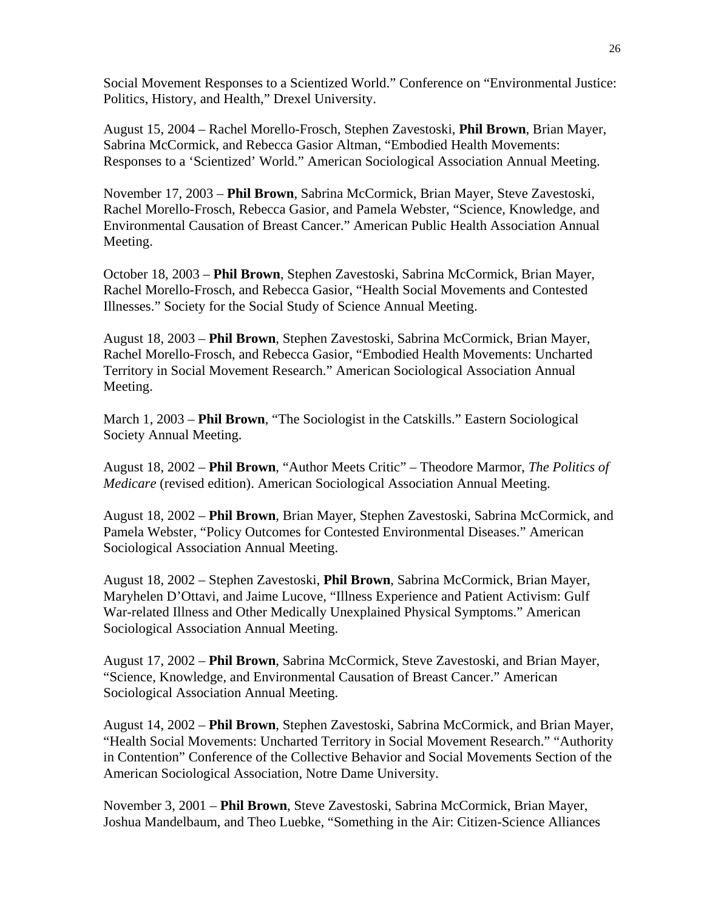Social Movement Responses to a Scientized World." Conference on "Environmental Justice: Politics, History, and Health," Drexel University.

August 15, 2004 – Rachel Morello-Frosch, Stephen Zavestoski, **Phil Brown**, Brian Mayer, Sabrina McCormick, and Rebecca Gasior Altman, "Embodied Health Movements: Responses to a 'Scientized' World." American Sociological Association Annual Meeting.

November 17, 2003 – **Phil Brown**, Sabrina McCormick, Brian Mayer, Steve Zavestoski, Rachel Morello-Frosch, Rebecca Gasior, and Pamela Webster, "Science, Knowledge, and Environmental Causation of Breast Cancer." American Public Health Association Annual Meeting.

October 18, 2003 – **Phil Brown**, Stephen Zavestoski, Sabrina McCormick, Brian Mayer, Rachel Morello-Frosch, and Rebecca Gasior, "Health Social Movements and Contested Illnesses." Society for the Social Study of Science Annual Meeting.

August 18, 2003 – **Phil Brown**, Stephen Zavestoski, Sabrina McCormick, Brian Mayer, Rachel Morello-Frosch, and Rebecca Gasior, "Embodied Health Movements: Uncharted Territory in Social Movement Research." American Sociological Association Annual Meeting.

March 1, 2003 – **Phil Brown**, "The Sociologist in the Catskills." Eastern Sociological Society Annual Meeting.

August 18, 2002 – **Phil Brown**, "Author Meets Critic" – Theodore Marmor, *The Politics of Medicare* (revised edition). American Sociological Association Annual Meeting.

August 18, 2002 – **Phil Brown**, Brian Mayer, Stephen Zavestoski, Sabrina McCormick, and Pamela Webster, "Policy Outcomes for Contested Environmental Diseases." American Sociological Association Annual Meeting.

August 18, 2002 – Stephen Zavestoski, **Phil Brown**, Sabrina McCormick, Brian Mayer, Maryhelen D'Ottavi, and Jaime Lucove, "Illness Experience and Patient Activism: Gulf War-related Illness and Other Medically Unexplained Physical Symptoms." American Sociological Association Annual Meeting.

August 17, 2002 – **Phil Brown**, Sabrina McCormick, Steve Zavestoski, and Brian Mayer, "Science, Knowledge, and Environmental Causation of Breast Cancer." American Sociological Association Annual Meeting.

August 14, 2002 – **Phil Brown**, Stephen Zavestoski, Sabrina McCormick, and Brian Mayer, "Health Social Movements: Uncharted Territory in Social Movement Research." "Authority in Contention" Conference of the Collective Behavior and Social Movements Section of the American Sociological Association, Notre Dame University.

November 3, 2001 – **Phil Brown**, Steve Zavestoski, Sabrina McCormick, Brian Mayer, Joshua Mandelbaum, and Theo Luebke, "Something in the Air: Citizen-Science Alliances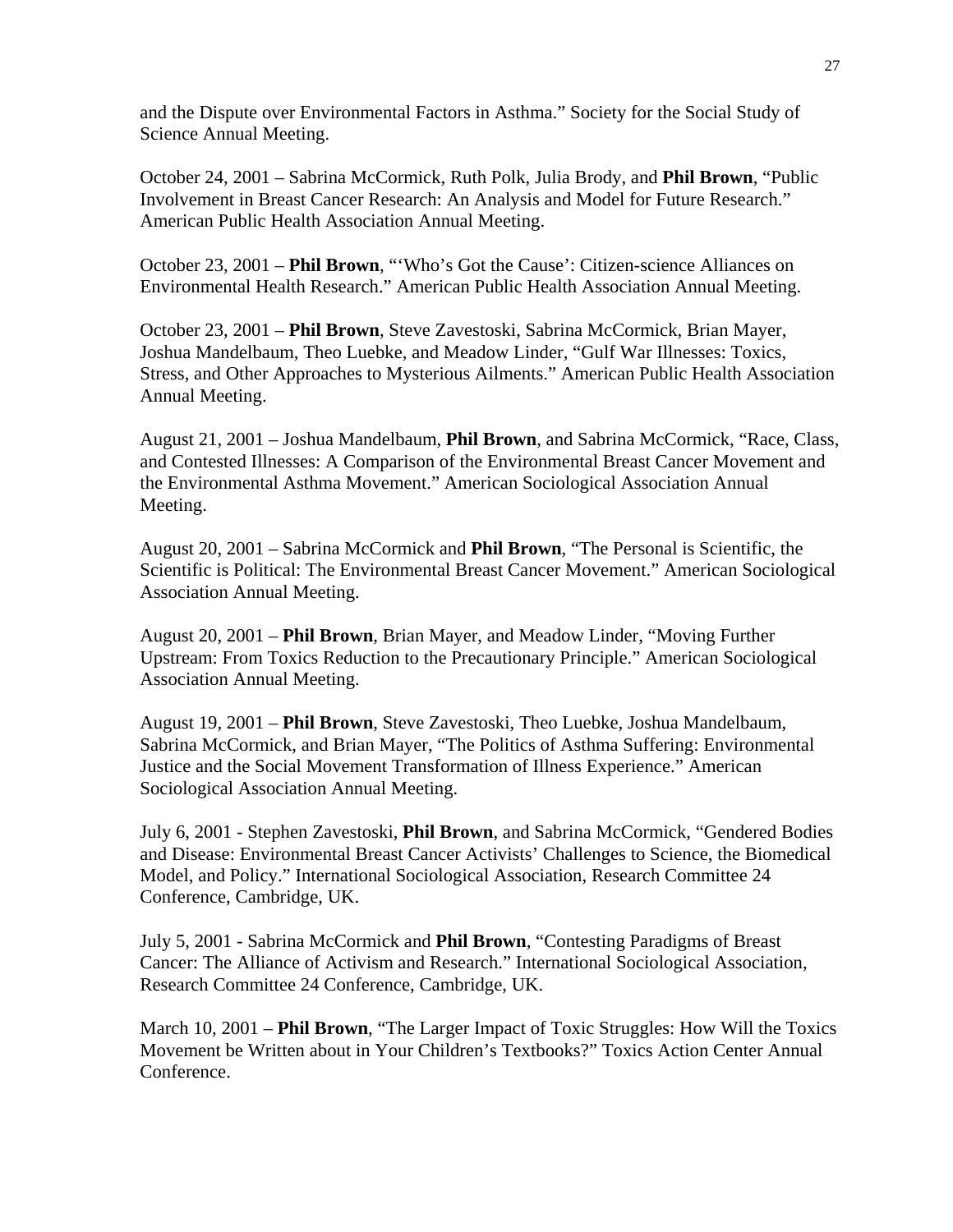and the Dispute over Environmental Factors in Asthma." Society for the Social Study of Science Annual Meeting.

October 24, 2001 – Sabrina McCormick, Ruth Polk, Julia Brody, and **Phil Brown**, "Public Involvement in Breast Cancer Research: An Analysis and Model for Future Research." American Public Health Association Annual Meeting.

October 23, 2001 – **Phil Brown**, "'Who's Got the Cause': Citizen-science Alliances on Environmental Health Research." American Public Health Association Annual Meeting.

October 23, 2001 – **Phil Brown**, Steve Zavestoski, Sabrina McCormick, Brian Mayer, Joshua Mandelbaum, Theo Luebke, and Meadow Linder, "Gulf War Illnesses: Toxics, Stress, and Other Approaches to Mysterious Ailments." American Public Health Association Annual Meeting.

August 21, 2001 – Joshua Mandelbaum, **Phil Brown**, and Sabrina McCormick, "Race, Class, and Contested Illnesses: A Comparison of the Environmental Breast Cancer Movement and the Environmental Asthma Movement." American Sociological Association Annual Meeting.

August 20, 2001 – Sabrina McCormick and **Phil Brown**, "The Personal is Scientific, the Scientific is Political: The Environmental Breast Cancer Movement." American Sociological Association Annual Meeting.

August 20, 2001 – **Phil Brown**, Brian Mayer, and Meadow Linder, "Moving Further Upstream: From Toxics Reduction to the Precautionary Principle." American Sociological Association Annual Meeting.

August 19, 2001 – **Phil Brown**, Steve Zavestoski, Theo Luebke, Joshua Mandelbaum, Sabrina McCormick, and Brian Mayer, "The Politics of Asthma Suffering: Environmental Justice and the Social Movement Transformation of Illness Experience." American Sociological Association Annual Meeting.

July 6, 2001 - Stephen Zavestoski, **Phil Brown**, and Sabrina McCormick, "Gendered Bodies and Disease: Environmental Breast Cancer Activists' Challenges to Science, the Biomedical Model, and Policy." International Sociological Association, Research Committee 24 Conference, Cambridge, UK.

July 5, 2001 - Sabrina McCormick and **Phil Brown**, "Contesting Paradigms of Breast Cancer: The Alliance of Activism and Research." International Sociological Association, Research Committee 24 Conference, Cambridge, UK.

March 10, 2001 – **Phil Brown**, "The Larger Impact of Toxic Struggles: How Will the Toxics Movement be Written about in Your Children's Textbooks?" Toxics Action Center Annual Conference.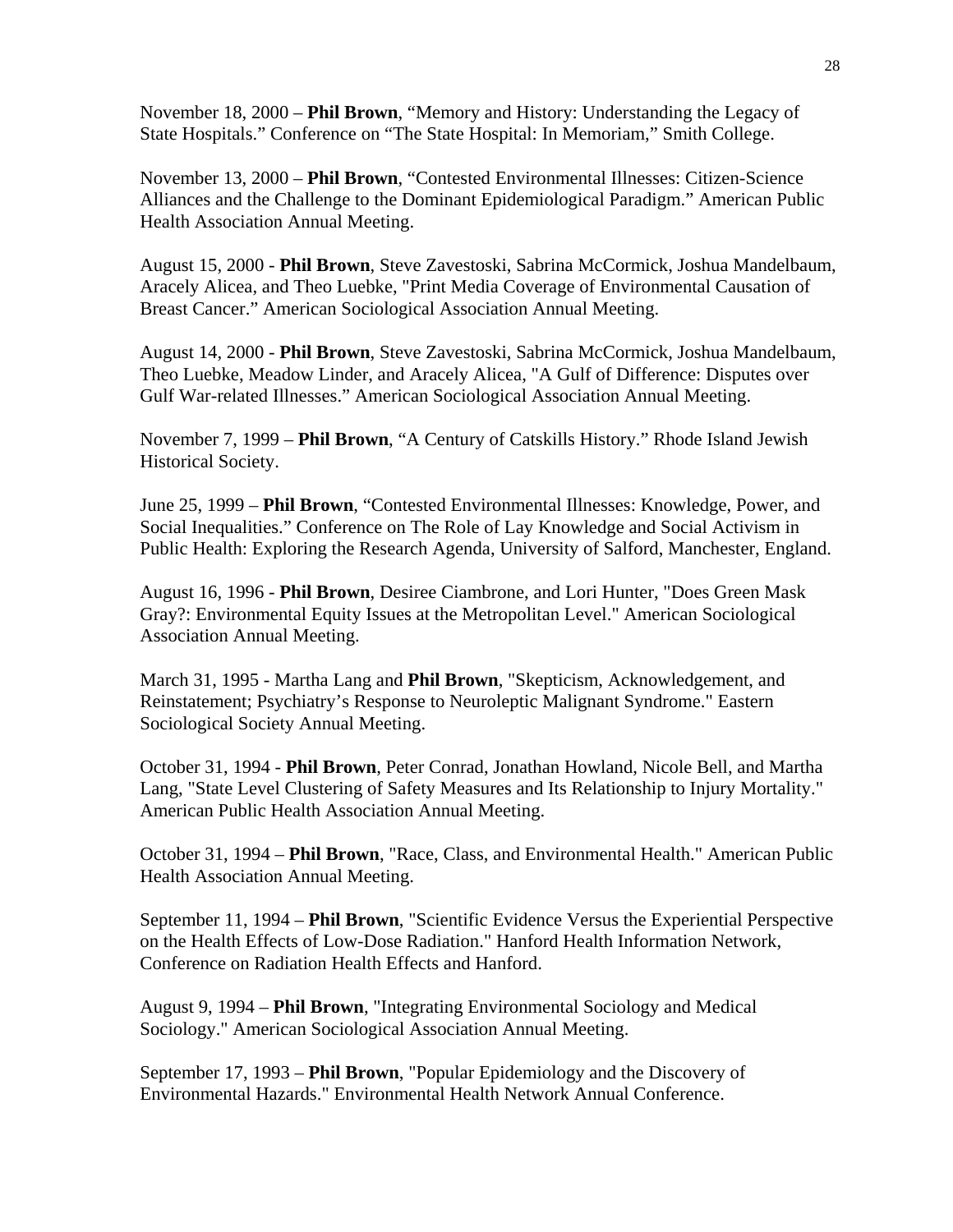November 18, 2000 – **Phil Brown**, "Memory and History: Understanding the Legacy of State Hospitals." Conference on "The State Hospital: In Memoriam," Smith College.

November 13, 2000 – **Phil Brown**, "Contested Environmental Illnesses: Citizen-Science Alliances and the Challenge to the Dominant Epidemiological Paradigm." American Public Health Association Annual Meeting.

August 15, 2000 - **Phil Brown**, Steve Zavestoski, Sabrina McCormick, Joshua Mandelbaum, Aracely Alicea, and Theo Luebke, "Print Media Coverage of Environmental Causation of Breast Cancer." American Sociological Association Annual Meeting.

August 14, 2000 - **Phil Brown**, Steve Zavestoski, Sabrina McCormick, Joshua Mandelbaum, Theo Luebke, Meadow Linder, and Aracely Alicea, "A Gulf of Difference: Disputes over Gulf War-related Illnesses." American Sociological Association Annual Meeting.

November 7, 1999 – **Phil Brown**, "A Century of Catskills History." Rhode Island Jewish Historical Society.

June 25, 1999 – **Phil Brown**, "Contested Environmental Illnesses: Knowledge, Power, and Social Inequalities." Conference on The Role of Lay Knowledge and Social Activism in Public Health: Exploring the Research Agenda, University of Salford, Manchester, England.

August 16, 1996 - **Phil Brown**, Desiree Ciambrone, and Lori Hunter, "Does Green Mask Gray?: Environmental Equity Issues at the Metropolitan Level." American Sociological Association Annual Meeting.

March 31, 1995 - Martha Lang and **Phil Brown**, "Skepticism, Acknowledgement, and Reinstatement; Psychiatry's Response to Neuroleptic Malignant Syndrome." Eastern Sociological Society Annual Meeting.

October 31, 1994 - **Phil Brown**, Peter Conrad, Jonathan Howland, Nicole Bell, and Martha Lang, "State Level Clustering of Safety Measures and Its Relationship to Injury Mortality." American Public Health Association Annual Meeting.

October 31, 1994 – **Phil Brown**, "Race, Class, and Environmental Health." American Public Health Association Annual Meeting.

September 11, 1994 – **Phil Brown**, "Scientific Evidence Versus the Experiential Perspective on the Health Effects of Low-Dose Radiation." Hanford Health Information Network, Conference on Radiation Health Effects and Hanford.

August 9, 1994 – **Phil Brown**, "Integrating Environmental Sociology and Medical Sociology." American Sociological Association Annual Meeting.

September 17, 1993 – **Phil Brown**, "Popular Epidemiology and the Discovery of Environmental Hazards." Environmental Health Network Annual Conference.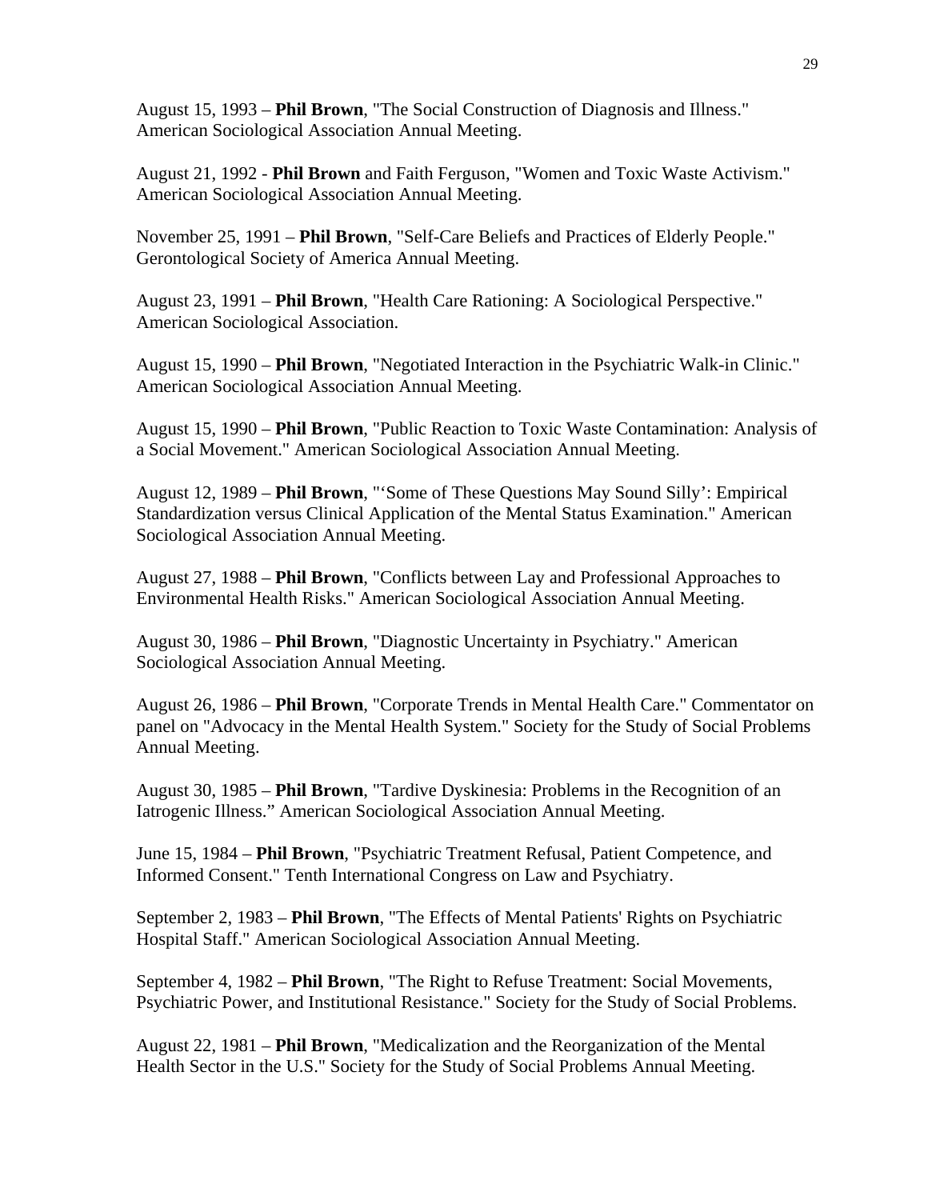August 15, 1993 – **Phil Brown**, "The Social Construction of Diagnosis and Illness." American Sociological Association Annual Meeting.

August 21, 1992 - **Phil Brown** and Faith Ferguson, "Women and Toxic Waste Activism." American Sociological Association Annual Meeting.

November 25, 1991 – **Phil Brown**, "Self-Care Beliefs and Practices of Elderly People." Gerontological Society of America Annual Meeting.

August 23, 1991 – **Phil Brown**, "Health Care Rationing: A Sociological Perspective." American Sociological Association.

August 15, 1990 – **Phil Brown**, "Negotiated Interaction in the Psychiatric Walk-in Clinic." American Sociological Association Annual Meeting.

August 15, 1990 – **Phil Brown**, "Public Reaction to Toxic Waste Contamination: Analysis of a Social Movement." American Sociological Association Annual Meeting.

August 12, 1989 – **Phil Brown**, "'Some of These Questions May Sound Silly': Empirical Standardization versus Clinical Application of the Mental Status Examination." American Sociological Association Annual Meeting.

August 27, 1988 – **Phil Brown**, "Conflicts between Lay and Professional Approaches to Environmental Health Risks." American Sociological Association Annual Meeting.

August 30, 1986 – **Phil Brown**, "Diagnostic Uncertainty in Psychiatry." American Sociological Association Annual Meeting.

August 26, 1986 – **Phil Brown**, "Corporate Trends in Mental Health Care." Commentator on panel on "Advocacy in the Mental Health System." Society for the Study of Social Problems Annual Meeting.

August 30, 1985 – **Phil Brown**, "Tardive Dyskinesia: Problems in the Recognition of an Iatrogenic Illness." American Sociological Association Annual Meeting.

June 15, 1984 – **Phil Brown**, "Psychiatric Treatment Refusal, Patient Competence, and Informed Consent." Tenth International Congress on Law and Psychiatry.

September 2, 1983 – **Phil Brown**, "The Effects of Mental Patients' Rights on Psychiatric Hospital Staff." American Sociological Association Annual Meeting.

September 4, 1982 – **Phil Brown**, "The Right to Refuse Treatment: Social Movements, Psychiatric Power, and Institutional Resistance." Society for the Study of Social Problems.

August 22, 1981 – **Phil Brown**, "Medicalization and the Reorganization of the Mental Health Sector in the U.S." Society for the Study of Social Problems Annual Meeting.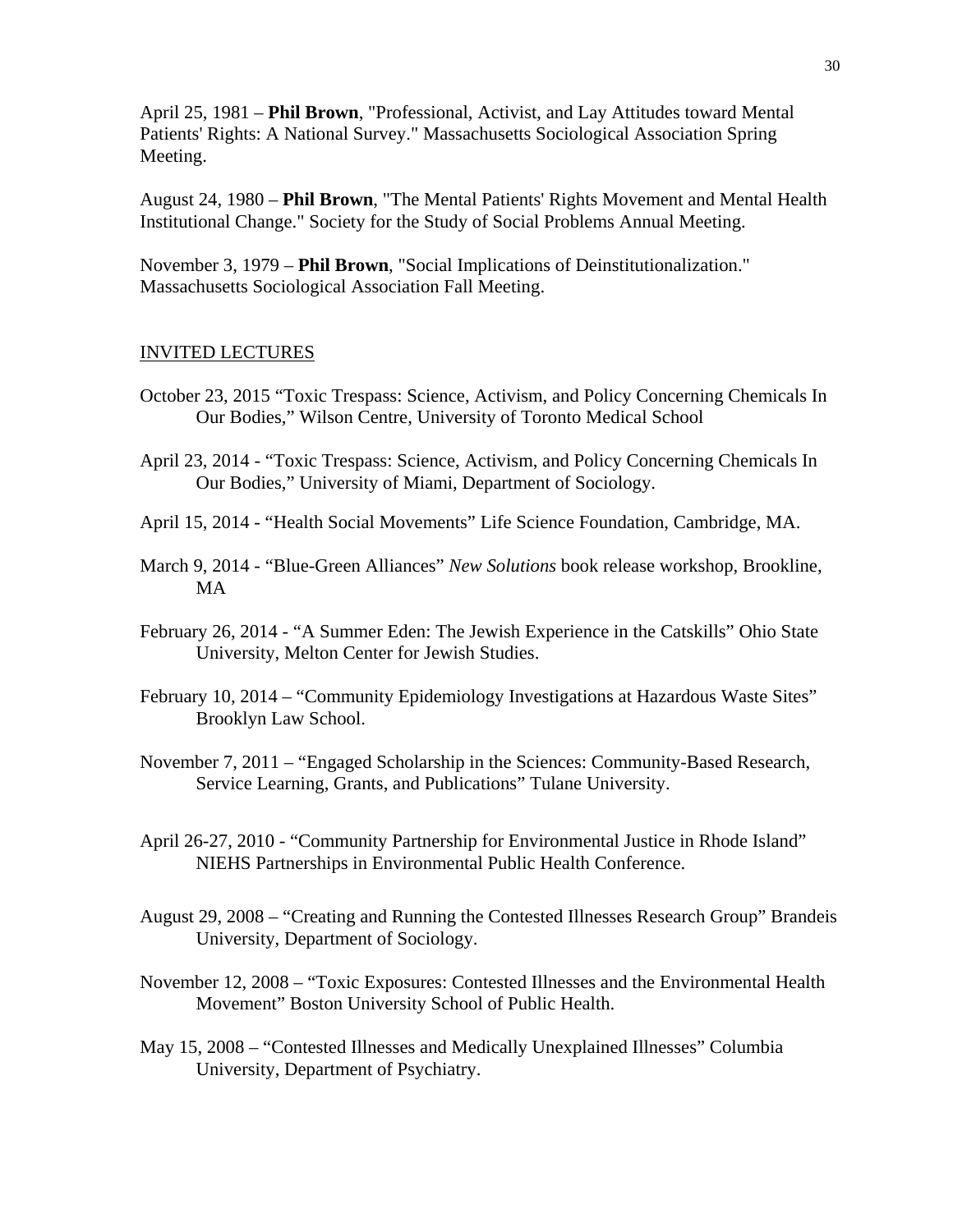April 25, 1981 – **Phil Brown**, "Professional, Activist, and Lay Attitudes toward Mental Patients' Rights: A National Survey." Massachusetts Sociological Association Spring Meeting.

August 24, 1980 – **Phil Brown**, "The Mental Patients' Rights Movement and Mental Health Institutional Change." Society for the Study of Social Problems Annual Meeting.

November 3, 1979 – **Phil Brown**, "Social Implications of Deinstitutionalization." Massachusetts Sociological Association Fall Meeting.

## INVITED LECTURES

October 23, 2015 "Toxic Trespass: Science, Activism, and Policy Concerning Chemicals In Our Bodies," Wilson Centre, University of Toronto Medical School

April 23, 2014 - "Toxic Trespass: Science, Activism, and Policy Concerning Chemicals In Our Bodies," University of Miami, Department of Sociology.

April 15, 2014 - "Health Social Movements" Life Science Foundation, Cambridge, MA.

March 9, 2014 - "Blue-Green Alliances" *New Solutions* book release workshop, Brookline, MA

February 26, 2014 - "A Summer Eden: The Jewish Experience in the Catskills" Ohio State University, Melton Center for Jewish Studies.

February 10, 2014 – "Community Epidemiology Investigations at Hazardous Waste Sites" Brooklyn Law School.

November 7, 2011 – "Engaged Scholarship in the Sciences: Community-Based Research, Service Learning, Grants, and Publications" Tulane University.

April 26-27, 2010 - "Community Partnership for Environmental Justice in Rhode Island" NIEHS Partnerships in Environmental Public Health Conference.

August 29, 2008 – "Creating and Running the Contested Illnesses Research Group" Brandeis University, Department of Sociology.

November 12, 2008 – "Toxic Exposures: Contested Illnesses and the Environmental Health Movement" Boston University School of Public Health.

May 15, 2008 – "Contested Illnesses and Medically Unexplained Illnesses" Columbia University, Department of Psychiatry.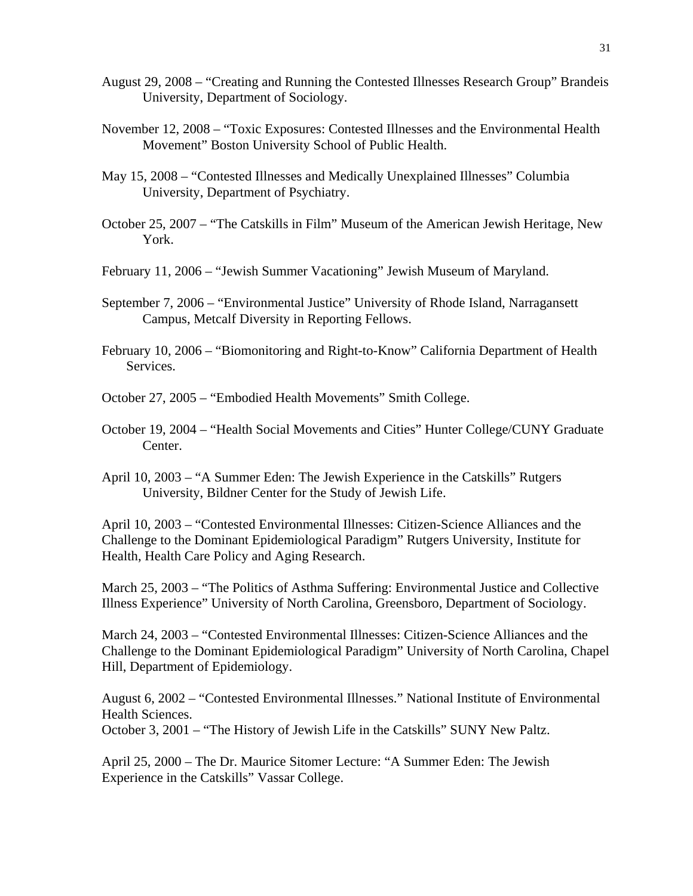August 29, 2008 – "Creating and Running the Contested Illnesses Research Group" Brandeis University, Department of Sociology.

November 12, 2008 – "Toxic Exposures: Contested Illnesses and the Environmental Health Movement" Boston University School of Public Health.

May 15, 2008 – "Contested Illnesses and Medically Unexplained Illnesses" Columbia University, Department of Psychiatry.

October 25, 2007 – "The Catskills in Film" Museum of the American Jewish Heritage, New York.

February 11, 2006 – "Jewish Summer Vacationing" Jewish Museum of Maryland.

September 7, 2006 – "Environmental Justice" University of Rhode Island, Narragansett Campus, Metcalf Diversity in Reporting Fellows.

February 10, 2006 – "Biomonitoring and Right-to-Know" California Department of Health Services.

October 27, 2005 – "Embodied Health Movements" Smith College.

October 19, 2004 – "Health Social Movements and Cities" Hunter College/CUNY Graduate Center.

April 10, 2003 – "A Summer Eden: The Jewish Experience in the Catskills" Rutgers University, Bildner Center for the Study of Jewish Life.

April 10, 2003 – "Contested Environmental Illnesses: Citizen-Science Alliances and the Challenge to the Dominant Epidemiological Paradigm" Rutgers University, Institute for Health, Health Care Policy and Aging Research.

March 25, 2003 – "The Politics of Asthma Suffering: Environmental Justice and Collective Illness Experience" University of North Carolina, Greensboro, Department of Sociology.

March 24, 2003 – "Contested Environmental Illnesses: Citizen-Science Alliances and the Challenge to the Dominant Epidemiological Paradigm" University of North Carolina, Chapel Hill, Department of Epidemiology.

August 6, 2002 – "Contested Environmental Illnesses." National Institute of Environmental Health Sciences.

October 3, 2001 – "The History of Jewish Life in the Catskills" SUNY New Paltz.

April 25, 2000 – The Dr. Maurice Sitomer Lecture: "A Summer Eden: The Jewish Experience in the Catskills" Vassar College.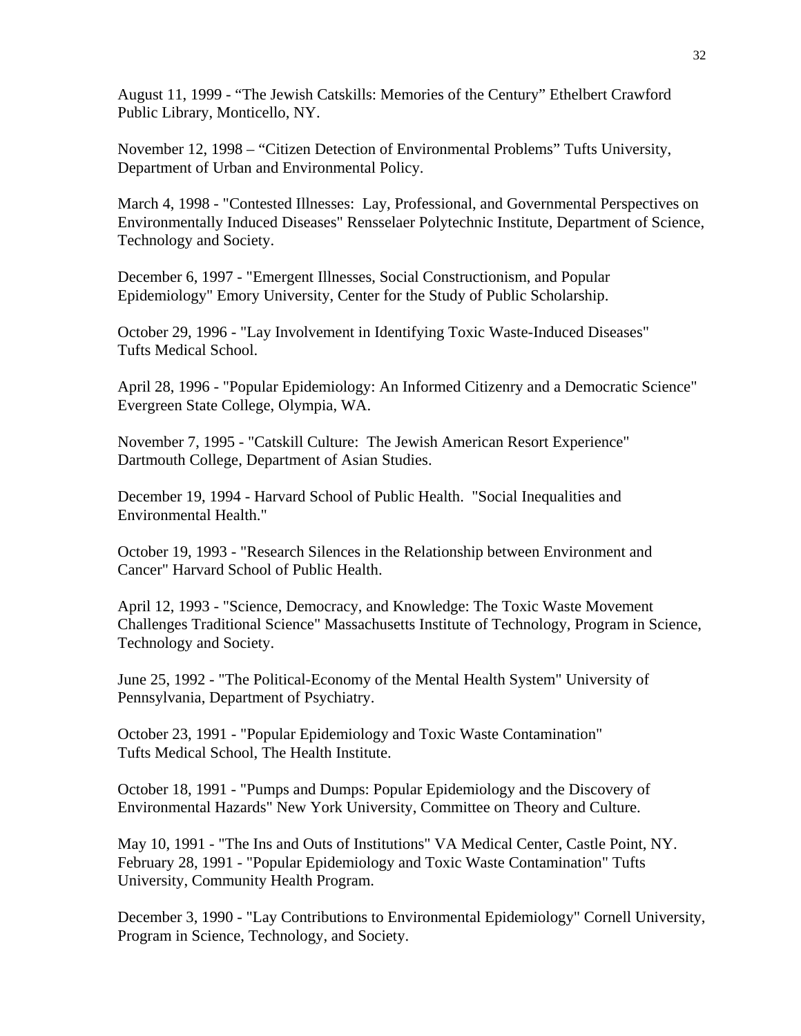August 11, 1999 - “The Jewish Catskills: Memories of the Century” Ethelbert Crawford Public Library, Monticello, NY.

November 12, 1998 – “Citizen Detection of Environmental Problems” Tufts University, Department of Urban and Environmental Policy.

March 4, 1998 - "Contested Illnesses: Lay, Professional, and Governmental Perspectives on Environmentally Induced Diseases" Rensselaer Polytechnic Institute, Department of Science, Technology and Society.

December 6, 1997 - "Emergent Illnesses, Social Constructionism, and Popular Epidemiology" Emory University, Center for the Study of Public Scholarship.

October 29, 1996 - "Lay Involvement in Identifying Toxic Waste-Induced Diseases" Tufts Medical School.

April 28, 1996 - "Popular Epidemiology: An Informed Citizenry and a Democratic Science" Evergreen State College, Olympia, WA.

November 7, 1995 - "Catskill Culture: The Jewish American Resort Experience" Dartmouth College, Department of Asian Studies.

December 19, 1994 - Harvard School of Public Health. "Social Inequalities and Environmental Health."

October 19, 1993 - "Research Silences in the Relationship between Environment and Cancer" Harvard School of Public Health.

April 12, 1993 - "Science, Democracy, and Knowledge: The Toxic Waste Movement Challenges Traditional Science" Massachusetts Institute of Technology, Program in Science, Technology and Society.

June 25, 1992 - "The Political-Economy of the Mental Health System" University of Pennsylvania, Department of Psychiatry.

October 23, 1991 - "Popular Epidemiology and Toxic Waste Contamination" Tufts Medical School, The Health Institute.

October 18, 1991 - "Pumps and Dumps: Popular Epidemiology and the Discovery of Environmental Hazards" New York University, Committee on Theory and Culture.

May 10, 1991 - "The Ins and Outs of Institutions" VA Medical Center, Castle Point, NY.
February 28, 1991 - "Popular Epidemiology and Toxic Waste Contamination" Tufts University, Community Health Program.

December 3, 1990 - "Lay Contributions to Environmental Epidemiology" Cornell University, Program in Science, Technology, and Society.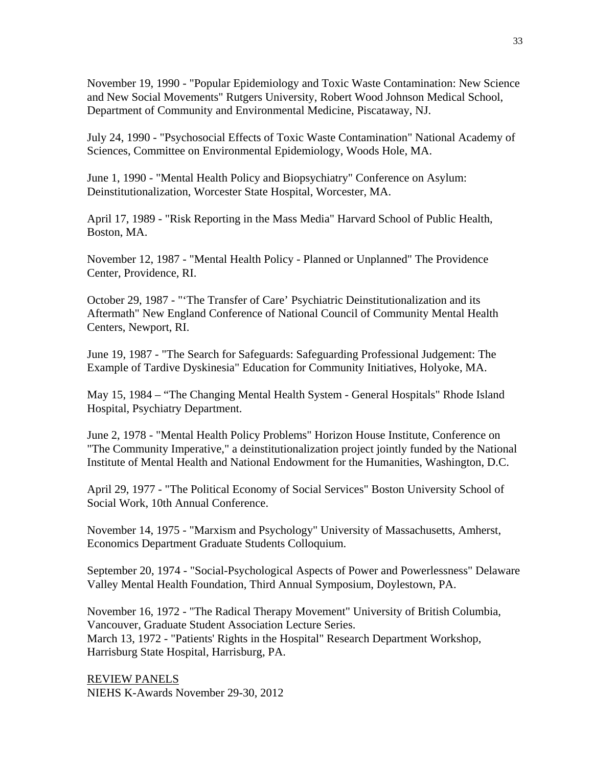November 19, 1990 - "Popular Epidemiology and Toxic Waste Contamination: New Science and New Social Movements" Rutgers University, Robert Wood Johnson Medical School, Department of Community and Environmental Medicine, Piscataway, NJ.

July 24, 1990 - "Psychosocial Effects of Toxic Waste Contamination" National Academy of Sciences, Committee on Environmental Epidemiology, Woods Hole, MA.

June 1, 1990 - "Mental Health Policy and Biopsychiatry" Conference on Asylum: Deinstitutionalization, Worcester State Hospital, Worcester, MA.

April 17, 1989 - "Risk Reporting in the Mass Media" Harvard School of Public Health, Boston, MA.

November 12, 1987 - "Mental Health Policy - Planned or Unplanned" The Providence Center, Providence, RI.

October 29, 1987 - "'The Transfer of Care' Psychiatric Deinstitutionalization and its Aftermath" New England Conference of National Council of Community Mental Health Centers, Newport, RI.

June 19, 1987 - "The Search for Safeguards: Safeguarding Professional Judgement: The Example of Tardive Dyskinesia" Education for Community Initiatives, Holyoke, MA.

May 15, 1984 – "The Changing Mental Health System - General Hospitals" Rhode Island Hospital, Psychiatry Department.

June 2, 1978 - "Mental Health Policy Problems" Horizon House Institute, Conference on "The Community Imperative," a deinstitutionalization project jointly funded by the National Institute of Mental Health and National Endowment for the Humanities, Washington, D.C.

April 29, 1977 - "The Political Economy of Social Services" Boston University School of Social Work, 10th Annual Conference.

November 14, 1975 - "Marxism and Psychology" University of Massachusetts, Amherst, Economics Department Graduate Students Colloquium.

September 20, 1974 - "Social-Psychological Aspects of Power and Powerlessness" Delaware Valley Mental Health Foundation, Third Annual Symposium, Doylestown, PA.

November 16, 1972 - "The Radical Therapy Movement" University of British Columbia, Vancouver, Graduate Student Association Lecture Series.
March 13, 1972 - "Patients' Rights in the Hospital" Research Department Workshop, Harrisburg State Hospital, Harrisburg, PA.

REVIEW PANELS
NIEHS K-Awards November 29-30, 2012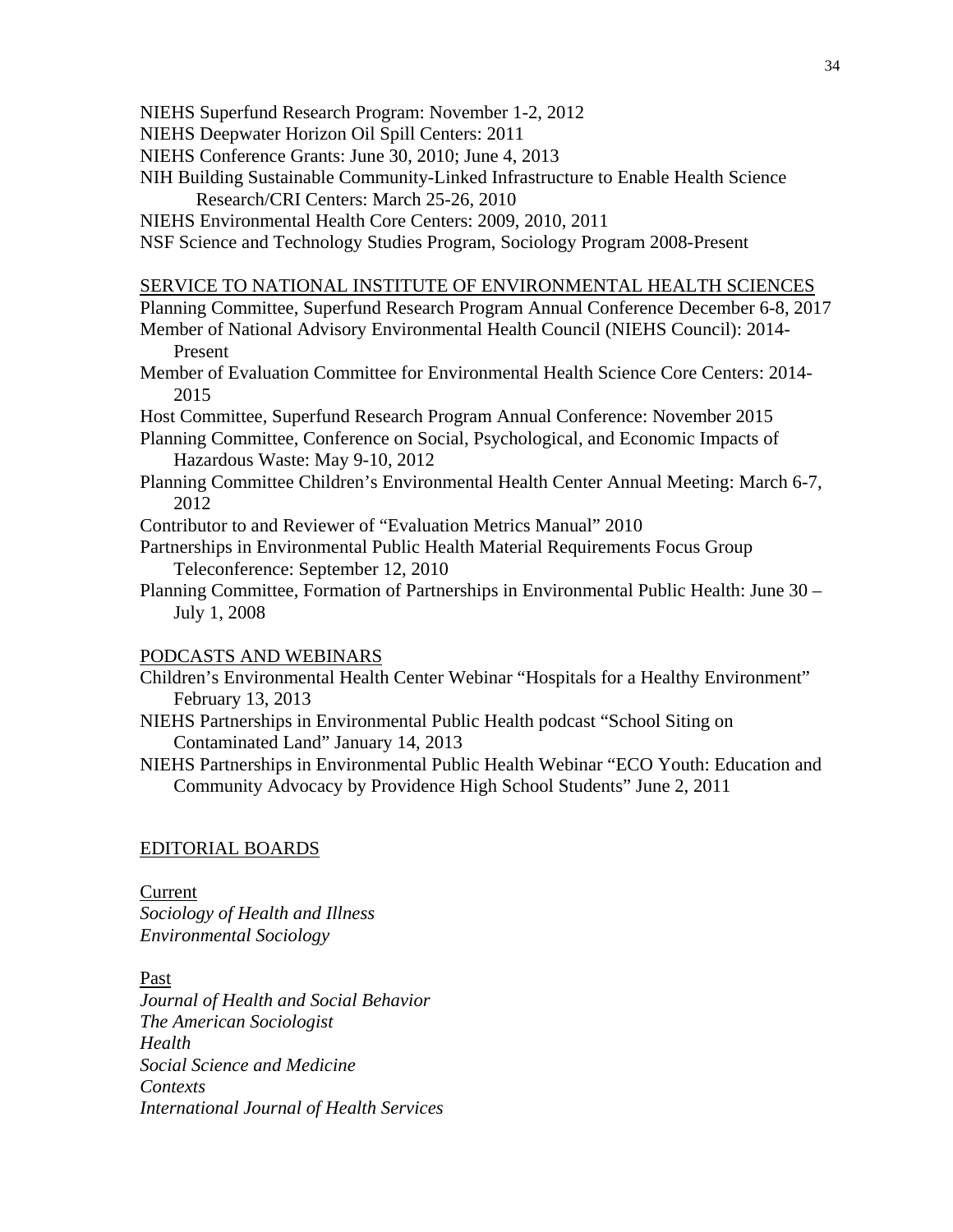NIEHS Superfund Research Program: November 1-2, 2012
NIEHS Deepwater Horizon Oil Spill Centers: 2011
NIEHS Conference Grants: June 30, 2010; June 4, 2013
NIH Building Sustainable Community-Linked Infrastructure to Enable Health Science Research/CRI Centers: March 25-26, 2010
NIEHS Environmental Health Core Centers: 2009, 2010, 2011
NSF Science and Technology Studies Program, Sociology Program 2008-Present

## SERVICE TO NATIONAL INSTITUTE OF ENVIRONMENTAL HEALTH SCIENCES

Planning Committee, Superfund Research Program Annual Conference December 6-8, 2017
Member of National Advisory Environmental Health Council (NIEHS Council): 2014-Present
Member of Evaluation Committee for Environmental Health Science Core Centers: 2014-2015
Host Committee, Superfund Research Program Annual Conference: November 2015
Planning Committee, Conference on Social, Psychological, and Economic Impacts of Hazardous Waste: May 9-10, 2012
Planning Committee Children's Environmental Health Center Annual Meeting: March 6-7, 2012
Contributor to and Reviewer of "Evaluation Metrics Manual" 2010
Partnerships in Environmental Public Health Material Requirements Focus Group Teleconference: September 12, 2010
Planning Committee, Formation of Partnerships in Environmental Public Health: June 30 – July 1, 2008

## PODCASTS AND WEBINARS

Children's Environmental Health Center Webinar "Hospitals for a Healthy Environment" February 13, 2013
NIEHS Partnerships in Environmental Public Health podcast "School Siting on Contaminated Land" January 14, 2013
NIEHS Partnerships in Environmental Public Health Webinar "ECO Youth: Education and Community Advocacy by Providence High School Students" June 2, 2011

## EDITORIAL BOARDS

### Current

*Sociology of Health and Illness*
*Environmental Sociology*

### Past

*Journal of Health and Social Behavior*
*The American Sociologist*
*Health*
*Social Science and Medicine*
*Contexts*
*International Journal of Health Services*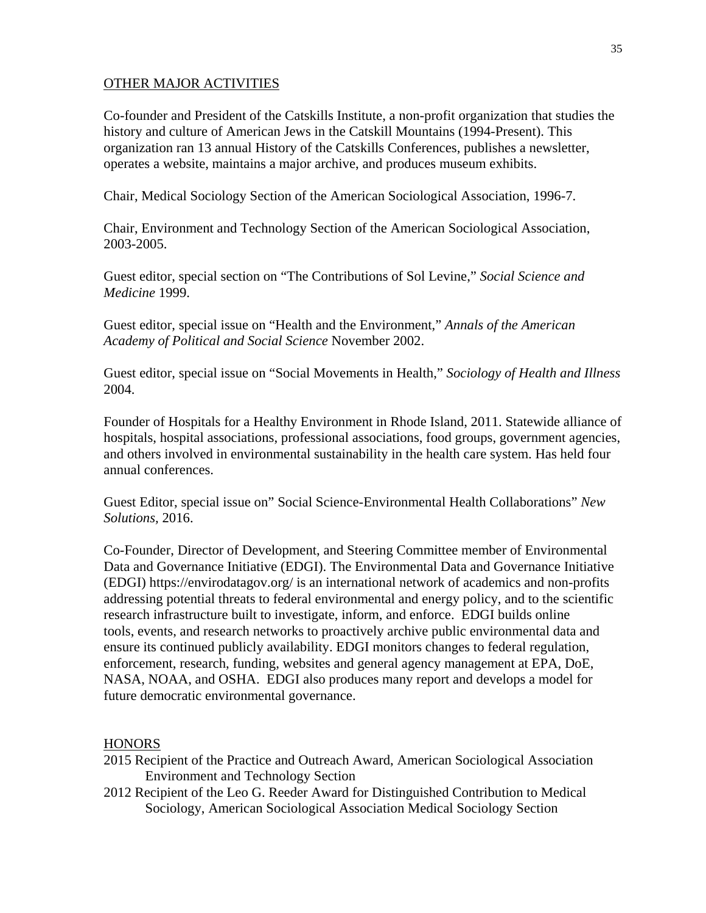## OTHER MAJOR ACTIVITIES

Co-founder and President of the Catskills Institute, a non-profit organization that studies the history and culture of American Jews in the Catskill Mountains (1994-Present). This organization ran 13 annual History of the Catskills Conferences, publishes a newsletter, operates a website, maintains a major archive, and produces museum exhibits.

Chair, Medical Sociology Section of the American Sociological Association, 1996-7.

Chair, Environment and Technology Section of the American Sociological Association, 2003-2005.

Guest editor, special section on "The Contributions of Sol Levine," *Social Science and Medicine* 1999.

Guest editor, special issue on "Health and the Environment," *Annals of the American Academy of Political and Social Science* November 2002.

Guest editor, special issue on "Social Movements in Health," *Sociology of Health and Illness* 2004.

Founder of Hospitals for a Healthy Environment in Rhode Island, 2011. Statewide alliance of hospitals, hospital associations, professional associations, food groups, government agencies, and others involved in environmental sustainability in the health care system. Has held four annual conferences.

Guest Editor, special issue on" Social Science-Environmental Health Collaborations" *New Solutions*, 2016.

Co-Founder, Director of Development, and Steering Committee member of Environmental Data and Governance Initiative (EDGI). The Environmental Data and Governance Initiative (EDGI) https://envirodatagov.org/ is an international network of academics and non-profits addressing potential threats to federal environmental and energy policy, and to the scientific research infrastructure built to investigate, inform, and enforce. EDGI builds online tools, events, and research networks to proactively archive public environmental data and ensure its continued publicly availability. EDGI monitors changes to federal regulation, enforcement, research, funding, websites and general agency management at EPA, DoE, NASA, NOAA, and OSHA. EDGI also produces many report and develops a model for future democratic environmental governance.

## HONORS

2015 Recipient of the Practice and Outreach Award, American Sociological Association Environment and Technology Section

2012 Recipient of the Leo G. Reeder Award for Distinguished Contribution to Medical Sociology, American Sociological Association Medical Sociology Section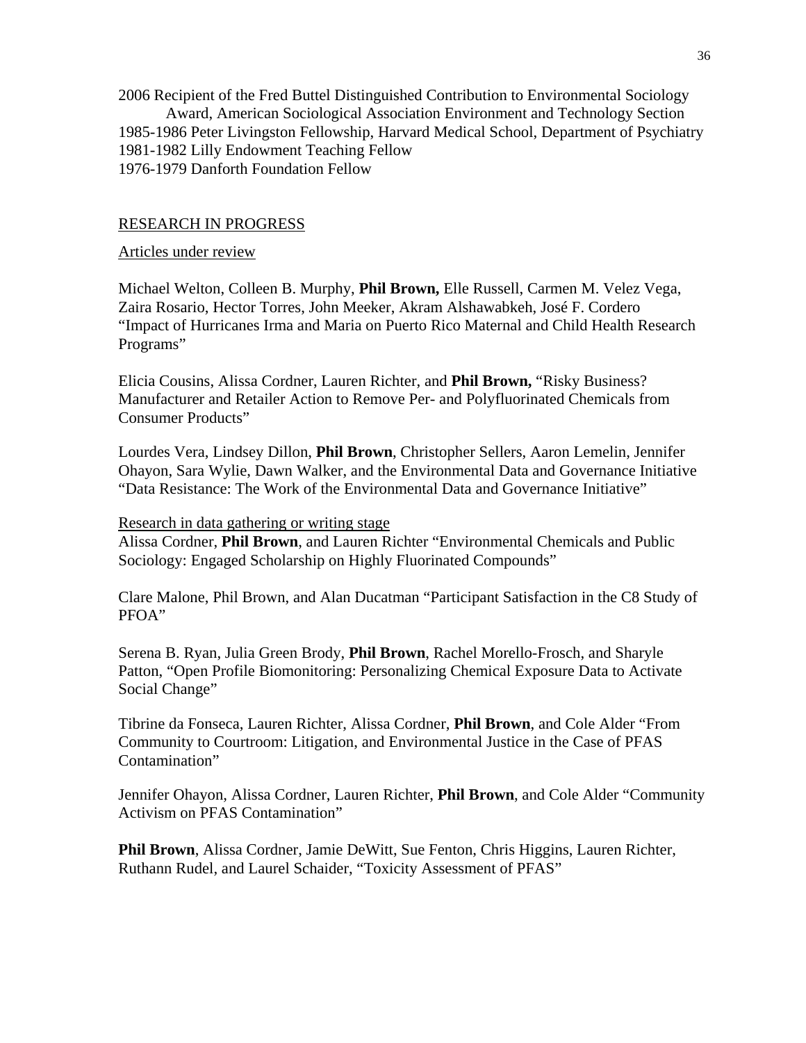2006 Recipient of the Fred Buttel Distinguished Contribution to Environmental Sociology Award, American Sociological Association Environment and Technology Section
1985-1986 Peter Livingston Fellowship, Harvard Medical School, Department of Psychiatry
1981-1982 Lilly Endowment Teaching Fellow
1976-1979 Danforth Foundation Fellow

## RESEARCH IN PROGRESS

### Articles under review

Michael Welton, Colleen B. Murphy, **Phil Brown,** Elle Russell, Carmen M. Velez Vega, Zaira Rosario, Hector Torres, John Meeker, Akram Alshawabkeh, José F. Cordero "Impact of Hurricanes Irma and Maria on Puerto Rico Maternal and Child Health Research Programs"

Elicia Cousins, Alissa Cordner, Lauren Richter, and **Phil Brown,** "Risky Business? Manufacturer and Retailer Action to Remove Per- and Polyfluorinated Chemicals from Consumer Products"

Lourdes Vera, Lindsey Dillon, **Phil Brown**, Christopher Sellers, Aaron Lemelin, Jennifer Ohayon, Sara Wylie, Dawn Walker, and the Environmental Data and Governance Initiative "Data Resistance: The Work of the Environmental Data and Governance Initiative"

### Research in data gathering or writing stage

Alissa Cordner, **Phil Brown**, and Lauren Richter "Environmental Chemicals and Public Sociology: Engaged Scholarship on Highly Fluorinated Compounds"

Clare Malone, Phil Brown, and Alan Ducatman "Participant Satisfaction in the C8 Study of PFOA"

Serena B. Ryan, Julia Green Brody, **Phil Brown**, Rachel Morello-Frosch, and Sharyle Patton, "Open Profile Biomonitoring: Personalizing Chemical Exposure Data to Activate Social Change"

Tibrine da Fonseca, Lauren Richter, Alissa Cordner, **Phil Brown**, and Cole Alder "From Community to Courtroom: Litigation, and Environmental Justice in the Case of PFAS Contamination"

Jennifer Ohayon, Alissa Cordner, Lauren Richter, **Phil Brown**, and Cole Alder "Community Activism on PFAS Contamination"

**Phil Brown**, Alissa Cordner, Jamie DeWitt, Sue Fenton, Chris Higgins, Lauren Richter, Ruthann Rudel, and Laurel Schaider, "Toxicity Assessment of PFAS"